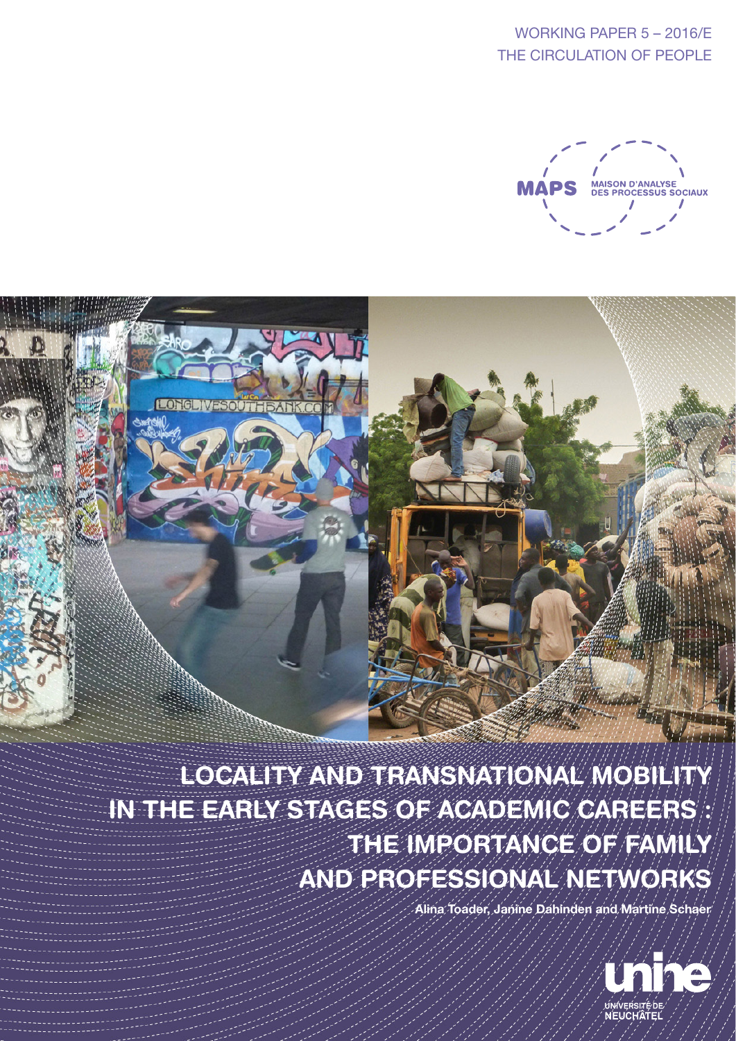WORKING PAPER 5 – 2016/E
THE CIRCULATION OF PEOPLE

MAPS MAISON D'ANALYSE DES PROCESSUS SOCIAUX

# LOCALITY AND TRANSNATIONAL MOBILITY IN THE EARLY STAGES OF ACADEMIC CAREERS : THE IMPORTANCE OF FAMILY AND PROFESSIONAL NETWORKS

Alina Toader, Janine Dahinden and Martine Schaer

unine UNIVERSITÉ DE NEUCHÂTEL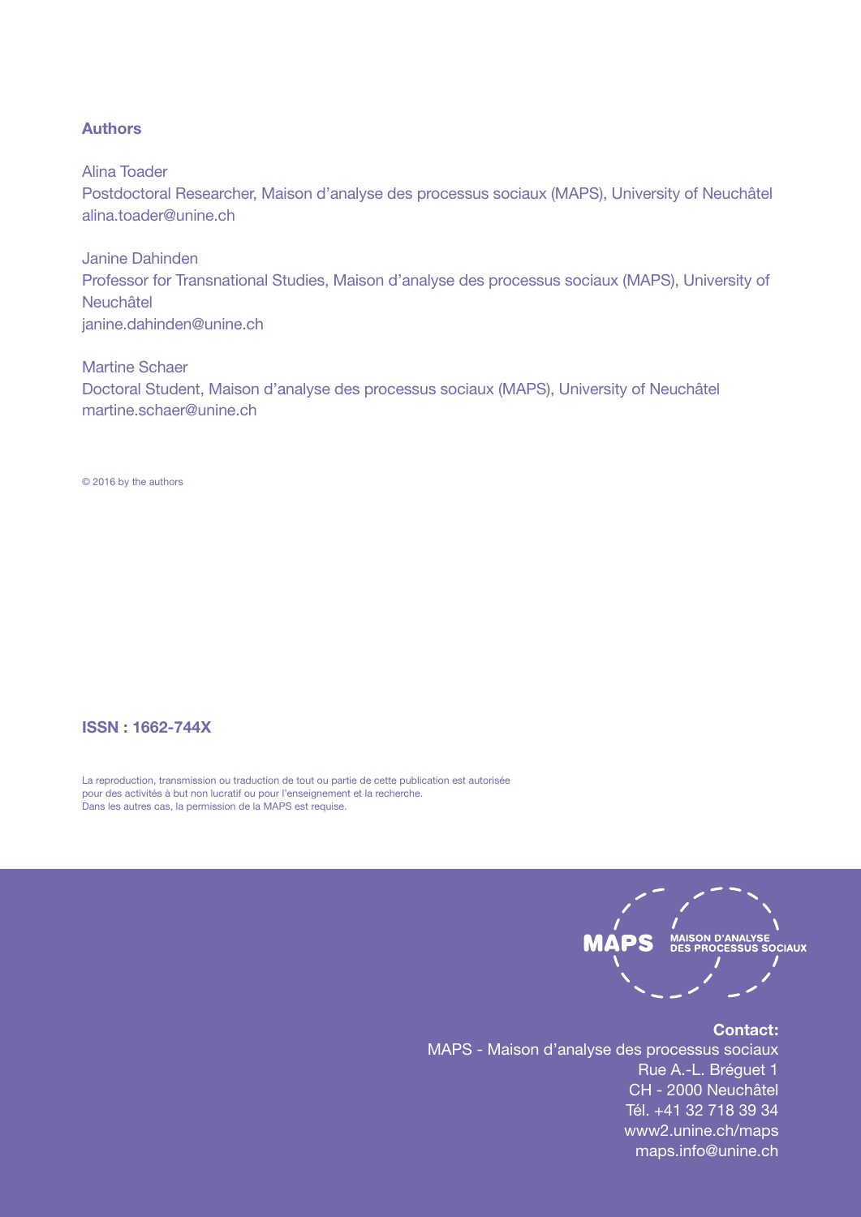## Authors

Alina Toader
Postdoctoral Researcher, Maison d'analyse des processus sociaux (MAPS), University of Neuchâtel
alina.toader@unine.ch

Janine Dahinden
Professor for Transnational Studies, Maison d'analyse des processus sociaux (MAPS), University of Neuchâtel
janine.dahinden@unine.ch

Martine Schaer
Doctoral Student, Maison d'analyse des processus sociaux (MAPS), University of Neuchâtel
martine.schaer@unine.ch

© 2016 by the authors

**ISSN : 1662-744X**

La reproduction, transmission ou traduction de tout ou partie de cette publication est autorisée pour des activités à but non lucratif ou pour l'enseignement et la recherche.
Dans les autres cas, la permission de la MAPS est requise.

MAPS MAISON D'ANALYSE DES PROCESSUS SOCIAUX

**Contact:**
MAPS - Maison d'analyse des processus sociaux
Rue A.-L. Bréguet 1
CH - 2000 Neuchâtel
Tél. +41 32 718 39 34
www2.unine.ch/maps
maps.info@unine.ch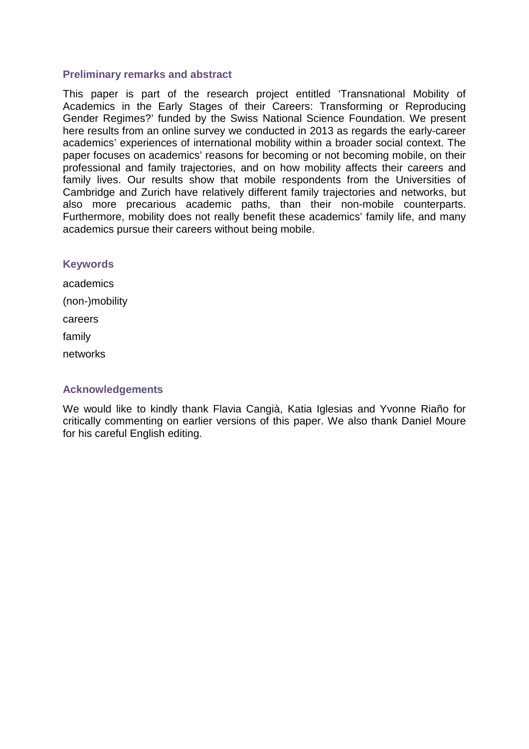## Preliminary remarks and abstract

This paper is part of the research project entitled 'Transnational Mobility of Academics in the Early Stages of their Careers: Transforming or Reproducing Gender Regimes?' funded by the Swiss National Science Foundation. We present here results from an online survey we conducted in 2013 as regards the early-career academics' experiences of international mobility within a broader social context. The paper focuses on academics' reasons for becoming or not becoming mobile, on their professional and family trajectories, and on how mobility affects their careers and family lives. Our results show that mobile respondents from the Universities of Cambridge and Zurich have relatively different family trajectories and networks, but also more precarious academic paths, than their non-mobile counterparts. Furthermore, mobility does not really benefit these academics' family life, and many academics pursue their careers without being mobile.

## Keywords

academics

(non-)mobility

careers

family

networks

## Acknowledgements

We would like to kindly thank Flavia Cangià, Katia Iglesias and Yvonne Riaño for critically commenting on earlier versions of this paper. We also thank Daniel Moure for his careful English editing.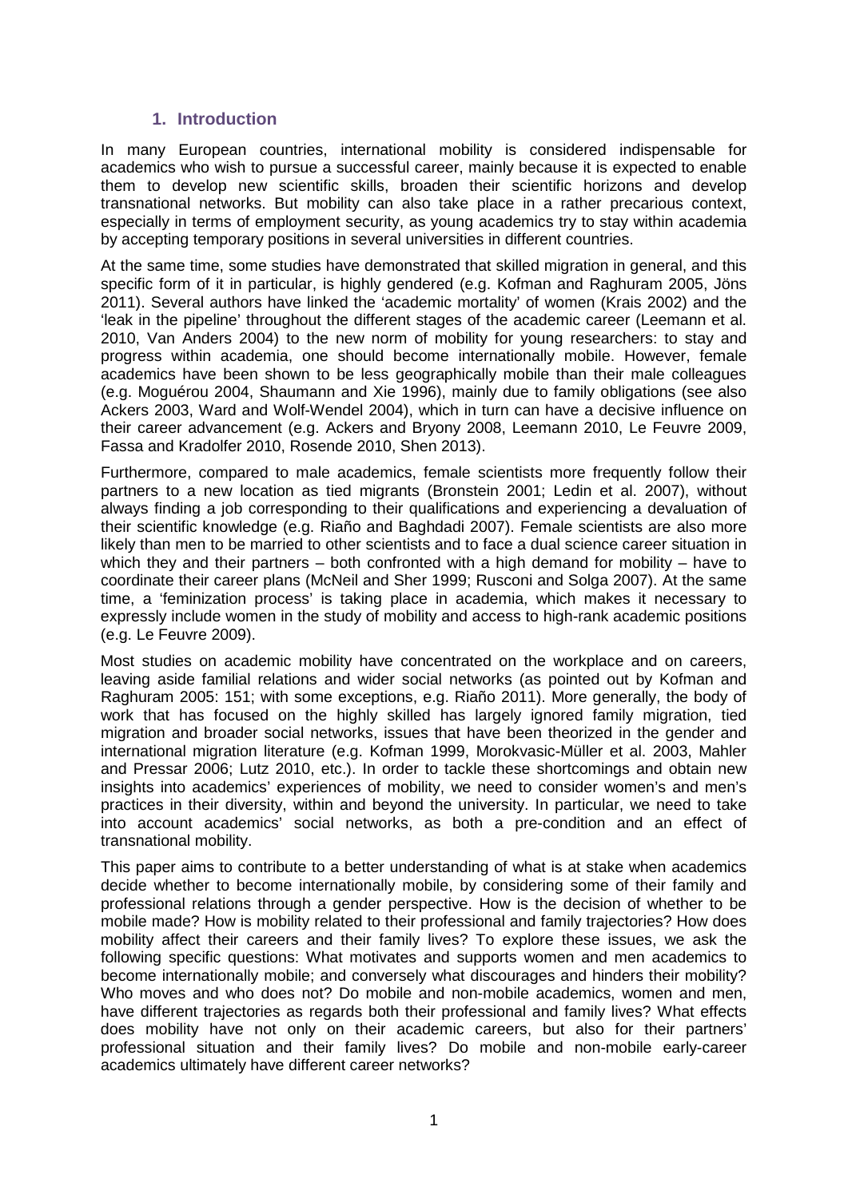## 1. Introduction

In many European countries, international mobility is considered indispensable for academics who wish to pursue a successful career, mainly because it is expected to enable them to develop new scientific skills, broaden their scientific horizons and develop transnational networks. But mobility can also take place in a rather precarious context, especially in terms of employment security, as young academics try to stay within academia by accepting temporary positions in several universities in different countries.

At the same time, some studies have demonstrated that skilled migration in general, and this specific form of it in particular, is highly gendered (e.g. Kofman and Raghuram 2005, Jöns 2011). Several authors have linked the 'academic mortality' of women (Krais 2002) and the 'leak in the pipeline' throughout the different stages of the academic career (Leemann et al. 2010, Van Anders 2004) to the new norm of mobility for young researchers: to stay and progress within academia, one should become internationally mobile. However, female academics have been shown to be less geographically mobile than their male colleagues (e.g. Moguérou 2004, Shaumann and Xie 1996), mainly due to family obligations (see also Ackers 2003, Ward and Wolf-Wendel 2004), which in turn can have a decisive influence on their career advancement (e.g. Ackers and Bryony 2008, Leemann 2010, Le Feuvre 2009, Fassa and Kradolfer 2010, Rosende 2010, Shen 2013).

Furthermore, compared to male academics, female scientists more frequently follow their partners to a new location as tied migrants (Bronstein 2001; Ledin et al. 2007), without always finding a job corresponding to their qualifications and experiencing a devaluation of their scientific knowledge (e.g. Riaño and Baghdadi 2007). Female scientists are also more likely than men to be married to other scientists and to face a dual science career situation in which they and their partners – both confronted with a high demand for mobility – have to coordinate their career plans (McNeil and Sher 1999; Rusconi and Solga 2007). At the same time, a 'feminization process' is taking place in academia, which makes it necessary to expressly include women in the study of mobility and access to high-rank academic positions (e.g. Le Feuvre 2009).

Most studies on academic mobility have concentrated on the workplace and on careers, leaving aside familial relations and wider social networks (as pointed out by Kofman and Raghuram 2005: 151; with some exceptions, e.g. Riaño 2011). More generally, the body of work that has focused on the highly skilled has largely ignored family migration, tied migration and broader social networks, issues that have been theorized in the gender and international migration literature (e.g. Kofman 1999, Morokvasic-Müller et al. 2003, Mahler and Pressar 2006; Lutz 2010, etc.). In order to tackle these shortcomings and obtain new insights into academics' experiences of mobility, we need to consider women's and men's practices in their diversity, within and beyond the university. In particular, we need to take into account academics' social networks, as both a pre-condition and an effect of transnational mobility.

This paper aims to contribute to a better understanding of what is at stake when academics decide whether to become internationally mobile, by considering some of their family and professional relations through a gender perspective. How is the decision of whether to be mobile made? How is mobility related to their professional and family trajectories? How does mobility affect their careers and their family lives? To explore these issues, we ask the following specific questions: What motivates and supports women and men academics to become internationally mobile; and conversely what discourages and hinders their mobility? Who moves and who does not? Do mobile and non-mobile academics, women and men, have different trajectories as regards both their professional and family lives? What effects does mobility have not only on their academic careers, but also for their partners' professional situation and their family lives? Do mobile and non-mobile early-career academics ultimately have different career networks?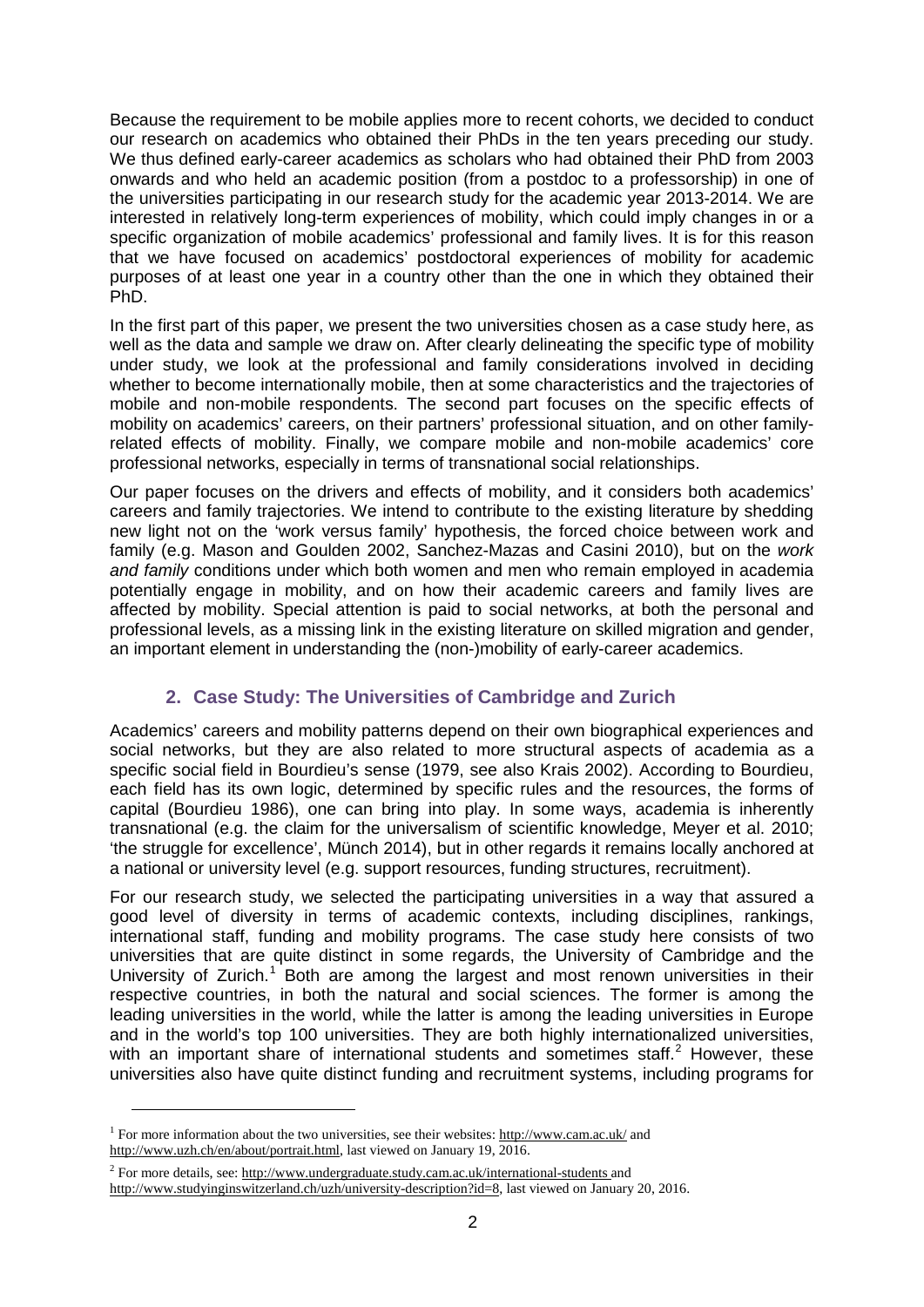Because the requirement to be mobile applies more to recent cohorts, we decided to conduct our research on academics who obtained their PhDs in the ten years preceding our study. We thus defined early-career academics as scholars who had obtained their PhD from 2003 onwards and who held an academic position (from a postdoc to a professorship) in one of the universities participating in our research study for the academic year 2013-2014. We are interested in relatively long-term experiences of mobility, which could imply changes in or a specific organization of mobile academics' professional and family lives. It is for this reason that we have focused on academics' postdoctoral experiences of mobility for academic purposes of at least one year in a country other than the one in which they obtained their PhD.

In the first part of this paper, we present the two universities chosen as a case study here, as well as the data and sample we draw on. After clearly delineating the specific type of mobility under study, we look at the professional and family considerations involved in deciding whether to become internationally mobile, then at some characteristics and the trajectories of mobile and non-mobile respondents. The second part focuses on the specific effects of mobility on academics' careers, on their partners' professional situation, and on other family-related effects of mobility. Finally, we compare mobile and non-mobile academics' core professional networks, especially in terms of transnational social relationships.

Our paper focuses on the drivers and effects of mobility, and it considers both academics' careers and family trajectories. We intend to contribute to the existing literature by shedding new light not on the 'work versus family' hypothesis, the forced choice between work and family (e.g. Mason and Goulden 2002, Sanchez-Mazas and Casini 2010), but on the *work and family* conditions under which both women and men who remain employed in academia potentially engage in mobility, and on how their academic careers and family lives are affected by mobility. Special attention is paid to social networks, at both the personal and professional levels, as a missing link in the existing literature on skilled migration and gender, an important element in understanding the (non-)mobility of early-career academics.

## 2. Case Study: The Universities of Cambridge and Zurich

Academics' careers and mobility patterns depend on their own biographical experiences and social networks, but they are also related to more structural aspects of academia as a specific social field in Bourdieu's sense (1979, see also Krais 2002). According to Bourdieu, each field has its own logic, determined by specific rules and the resources, the forms of capital (Bourdieu 1986), one can bring into play. In some ways, academia is inherently transnational (e.g. the claim for the universalism of scientific knowledge, Meyer et al. 2010; 'the struggle for excellence', Münch 2014), but in other regards it remains locally anchored at a national or university level (e.g. support resources, funding structures, recruitment).

For our research study, we selected the participating universities in a way that assured a good level of diversity in terms of academic contexts, including disciplines, rankings, international staff, funding and mobility programs. The case study here consists of two universities that are quite distinct in some regards, the University of Cambridge and the University of Zurich.[1] Both are among the largest and most renown universities in their respective countries, in both the natural and social sciences. The former is among the leading universities in the world, while the latter is among the leading universities in Europe and in the world's top 100 universities. They are both highly internationalized universities, with an important share of international students and sometimes staff.[2] However, these universities also have quite distinct funding and recruitment systems, including programs for

---

[1] For more information about the two universities, see their websites: http://www.cam.ac.uk/ and http://www.uzh.ch/en/about/portrait.html, last viewed on January 19, 2016.

[2] For more details, see: http://www.undergraduate.study.cam.ac.uk/international-students and http://www.studyinginswitzerland.ch/uzh/university-description?id=8, last viewed on January 20, 2016.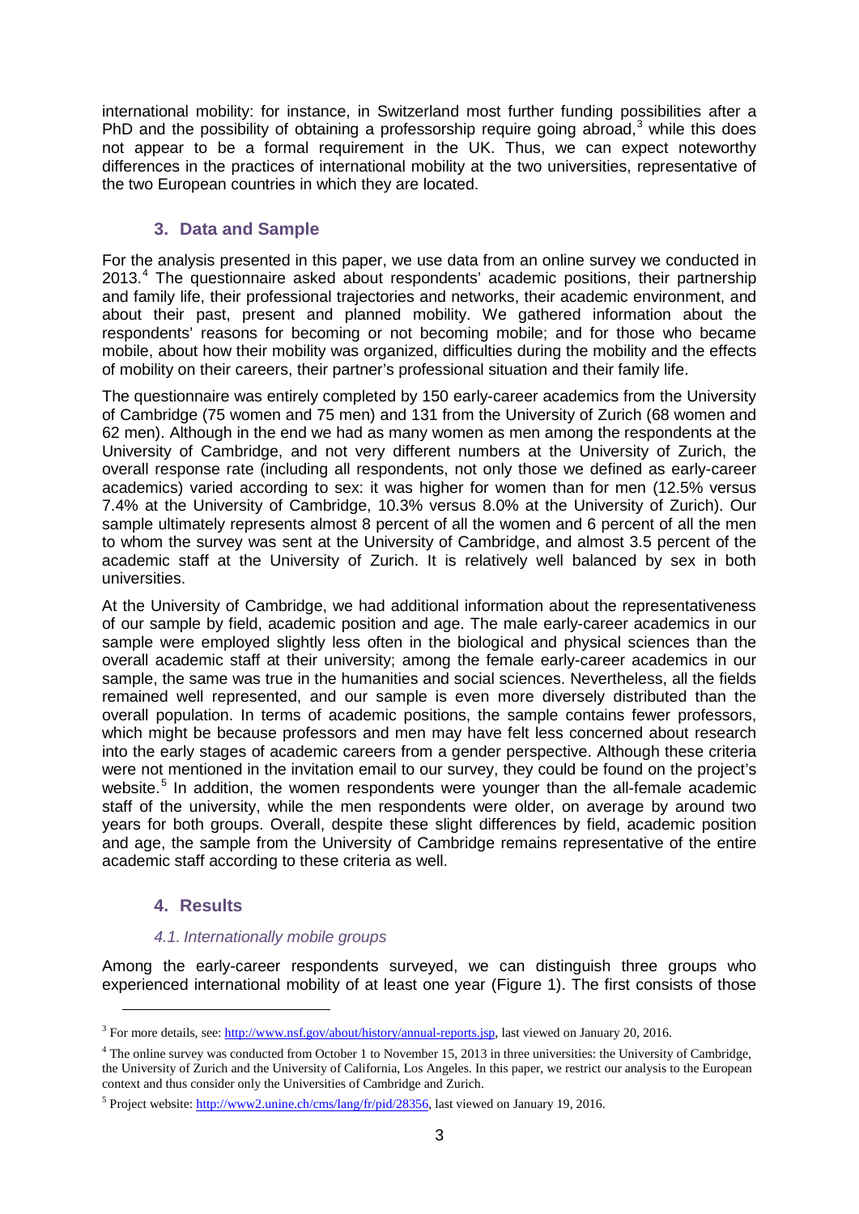international mobility: for instance, in Switzerland most further funding possibilities after a PhD and the possibility of obtaining a professorship require going abroad,[3] while this does not appear to be a formal requirement in the UK. Thus, we can expect noteworthy differences in the practices of international mobility at the two universities, representative of the two European countries in which they are located.

## 3. Data and Sample

For the analysis presented in this paper, we use data from an online survey we conducted in 2013.[4] The questionnaire asked about respondents' academic positions, their partnership and family life, their professional trajectories and networks, their academic environment, and about their past, present and planned mobility. We gathered information about the respondents' reasons for becoming or not becoming mobile; and for those who became mobile, about how their mobility was organized, difficulties during the mobility and the effects of mobility on their careers, their partner's professional situation and their family life.

The questionnaire was entirely completed by 150 early-career academics from the University of Cambridge (75 women and 75 men) and 131 from the University of Zurich (68 women and 62 men). Although in the end we had as many women as men among the respondents at the University of Cambridge, and not very different numbers at the University of Zurich, the overall response rate (including all respondents, not only those we defined as early-career academics) varied according to sex: it was higher for women than for men (12.5% versus 7.4% at the University of Cambridge, 10.3% versus 8.0% at the University of Zurich). Our sample ultimately represents almost 8 percent of all the women and 6 percent of all the men to whom the survey was sent at the University of Cambridge, and almost 3.5 percent of the academic staff at the University of Zurich. It is relatively well balanced by sex in both universities.

At the University of Cambridge, we had additional information about the representativeness of our sample by field, academic position and age. The male early-career academics in our sample were employed slightly less often in the biological and physical sciences than the overall academic staff at their university; among the female early-career academics in our sample, the same was true in the humanities and social sciences. Nevertheless, all the fields remained well represented, and our sample is even more diversely distributed than the overall population. In terms of academic positions, the sample contains fewer professors, which might be because professors and men may have felt less concerned about research into the early stages of academic careers from a gender perspective. Although these criteria were not mentioned in the invitation email to our survey, they could be found on the project's website.[5] In addition, the women respondents were younger than the all-female academic staff of the university, while the men respondents were older, on average by around two years for both groups. Overall, despite these slight differences by field, academic position and age, the sample from the University of Cambridge remains representative of the entire academic staff according to these criteria as well.

## 4. Results

### *4.1. Internationally mobile groups*

Among the early-career respondents surveyed, we can distinguish three groups who experienced international mobility of at least one year (Figure 1). The first consists of those

---

[3] For more details, see: http://www.nsf.gov/about/history/annual-reports.jsp, last viewed on January 20, 2016.

[4] The online survey was conducted from October 1 to November 15, 2013 in three universities: the University of Cambridge, the University of Zurich and the University of California, Los Angeles. In this paper, we restrict our analysis to the European context and thus consider only the Universities of Cambridge and Zurich.

[5] Project website: http://www2.unine.ch/cms/lang/fr/pid/28356, last viewed on January 19, 2016.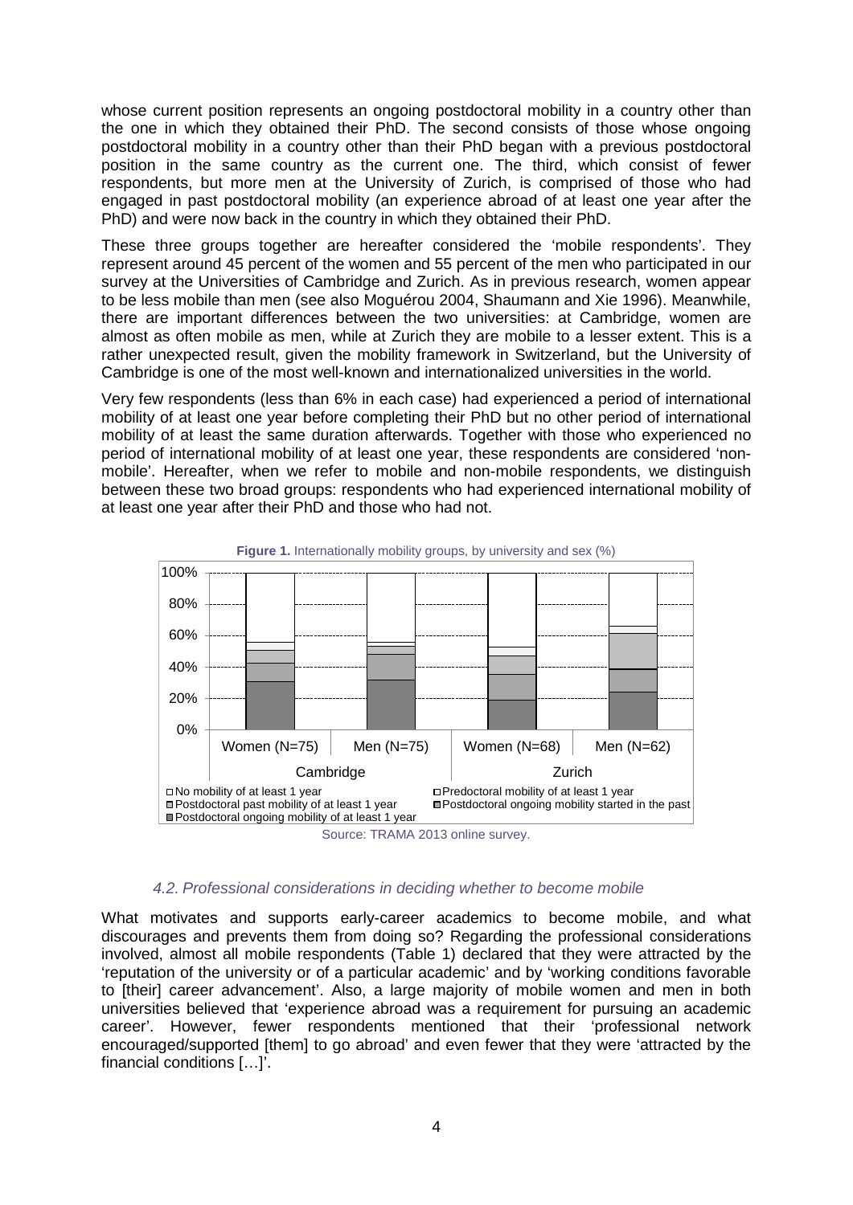whose current position represents an ongoing postdoctoral mobility in a country other than the one in which they obtained their PhD. The second consists of those whose ongoing postdoctoral mobility in a country other than their PhD began with a previous postdoctoral position in the same country as the current one. The third, which consist of fewer respondents, but more men at the University of Zurich, is comprised of those who had engaged in past postdoctoral mobility (an experience abroad of at least one year after the PhD) and were now back in the country in which they obtained their PhD.

These three groups together are hereafter considered the 'mobile respondents'. They represent around 45 percent of the women and 55 percent of the men who participated in our survey at the Universities of Cambridge and Zurich. As in previous research, women appear to be less mobile than men (see also Moguérou 2004, Shaumann and Xie 1996). Meanwhile, there are important differences between the two universities: at Cambridge, women are almost as often mobile as men, while at Zurich they are mobile to a lesser extent. This is a rather unexpected result, given the mobility framework in Switzerland, but the University of Cambridge is one of the most well-known and internationalized universities in the world.

Very few respondents (less than 6% in each case) had experienced a period of international mobility of at least one year before completing their PhD but no other period of international mobility of at least the same duration afterwards. Together with those who experienced no period of international mobility of at least one year, these respondents are considered 'non-mobile'. Hereafter, when we refer to mobile and non-mobile respondents, we distinguish between these two broad groups: respondents who had experienced international mobility of at least one year after their PhD and those who had not.

**Figure 1.** Internationally mobility groups, by university and sex (%)

Source: TRAMA 2013 online survey.

### *4.2. Professional considerations in deciding whether to become mobile*

What motivates and supports early-career academics to become mobile, and what discourages and prevents them from doing so? Regarding the professional considerations involved, almost all mobile respondents (Table 1) declared that they were attracted by the 'reputation of the university or of a particular academic' and by 'working conditions favorable to [their] career advancement'. Also, a large majority of mobile women and men in both universities believed that 'experience abroad was a requirement for pursuing an academic career'. However, fewer respondents mentioned that their 'professional network encouraged/supported [them] to go abroad' and even fewer that they were 'attracted by the financial conditions […]'.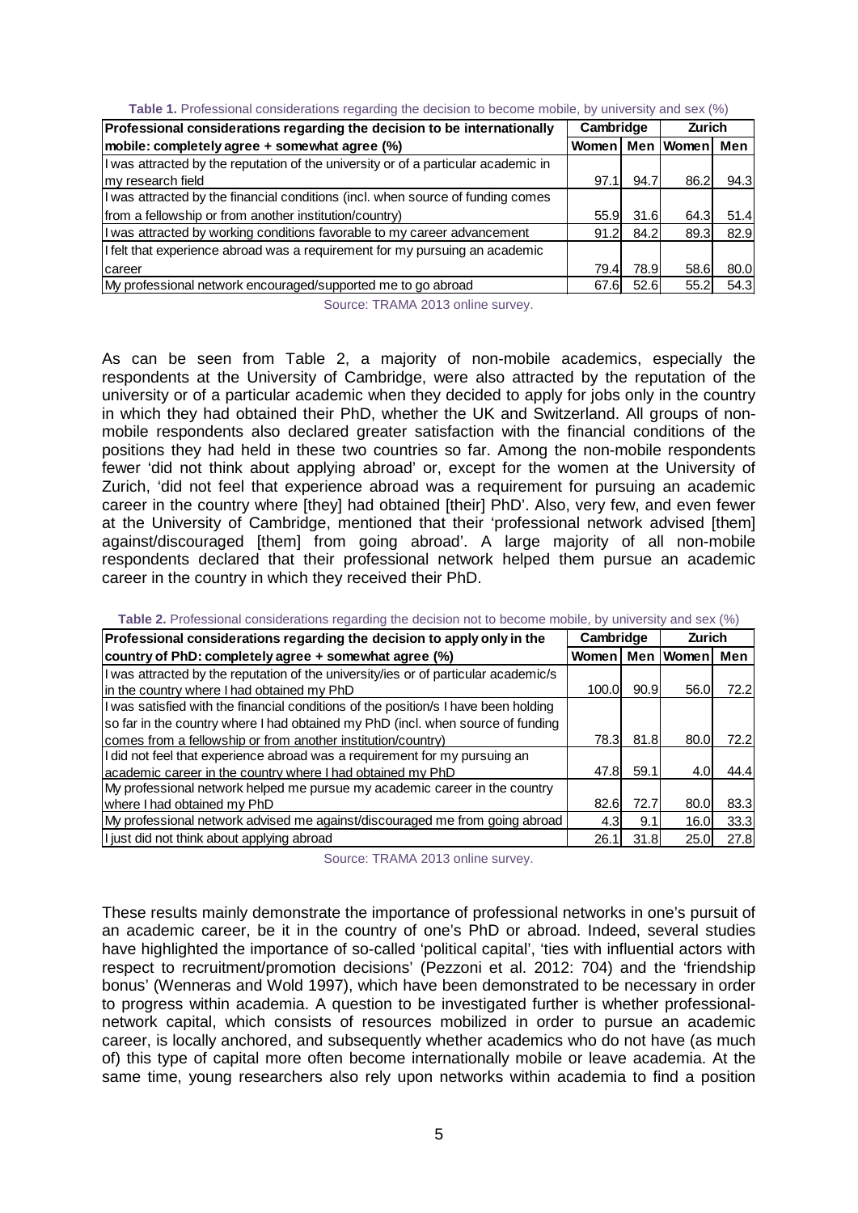**Table 1.** Professional considerations regarding the decision to become mobile, by university and sex (%)

| Professional considerations regarding the decision to be internationally mobile: completely agree + somewhat agree (%) | Cambridge | | Zurich | |
|---|---|---|---|---|
| | Women | Men | Women | Men |
| I was attracted by the reputation of the university or of a particular academic in my research field | 97.1 | 94.7 | 86.2 | 94.3 |
| I was attracted by the financial conditions (incl. when source of funding comes from a fellowship or from another institution/country) | 55.9 | 31.6 | 64.3 | 51.4 |
| I was attracted by working conditions favorable to my career advancement | 91.2 | 84.2 | 89.3 | 82.9 |
| I felt that experience abroad was a requirement for my pursuing an academic career | 79.4 | 78.9 | 58.6 | 80.0 |
| My professional network encouraged/supported me to go abroad | 67.6 | 52.6 | 55.2 | 54.3 |

Source: TRAMA 2013 online survey.

As can be seen from Table 2, a majority of non-mobile academics, especially the respondents at the University of Cambridge, were also attracted by the reputation of the university or of a particular academic when they decided to apply for jobs only in the country in which they had obtained their PhD, whether the UK and Switzerland. All groups of non-mobile respondents also declared greater satisfaction with the financial conditions of the positions they had held in these two countries so far. Among the non-mobile respondents fewer 'did not think about applying abroad' or, except for the women at the University of Zurich, 'did not feel that experience abroad was a requirement for pursuing an academic career in the country where [they] had obtained [their] PhD'. Also, very few, and even fewer at the University of Cambridge, mentioned that their 'professional network advised [them] against/discouraged [them] from going abroad'. A large majority of all non-mobile respondents declared that their professional network helped them pursue an academic career in the country in which they received their PhD.

**Table 2.** Professional considerations regarding the decision not to become mobile, by university and sex (%)

| Professional considerations regarding the decision to apply only in the country of PhD: completely agree + somewhat agree (%) | Cambridge | | Zurich | |
|---|---|---|---|---|
| | Women | Men | Women | Men |
| I was attracted by the reputation of the university/ies or of particular academic/s in the country where I had obtained my PhD | 100.0 | 90.9 | 56.0 | 72.2 |
| I was satisfied with the financial conditions of the position/s I have been holding so far in the country where I had obtained my PhD (incl. when source of funding comes from a fellowship or from another institution/country) | 78.3 | 81.8 | 80.0 | 72.2 |
| I did not feel that experience abroad was a requirement for my pursuing an academic career in the country where I had obtained my PhD | 47.8 | 59.1 | 4.0 | 44.4 |
| My professional network helped me pursue my academic career in the country where I had obtained my PhD | 82.6 | 72.7 | 80.0 | 83.3 |
| My professional network advised me against/discouraged me from going abroad | 4.3 | 9.1 | 16.0 | 33.3 |
| I just did not think about applying abroad | 26.1 | 31.8 | 25.0 | 27.8 |

Source: TRAMA 2013 online survey.

These results mainly demonstrate the importance of professional networks in one's pursuit of an academic career, be it in the country of one's PhD or abroad. Indeed, several studies have highlighted the importance of so-called 'political capital', 'ties with influential actors with respect to recruitment/promotion decisions' (Pezzoni et al. 2012: 704) and the 'friendship bonus' (Wenneras and Wold 1997), which have been demonstrated to be necessary in order to progress within academia. A question to be investigated further is whether professional-network capital, which consists of resources mobilized in order to pursue an academic career, is locally anchored, and subsequently whether academics who do not have (as much of) this type of capital more often become internationally mobile or leave academia. At the same time, young researchers also rely upon networks within academia to find a position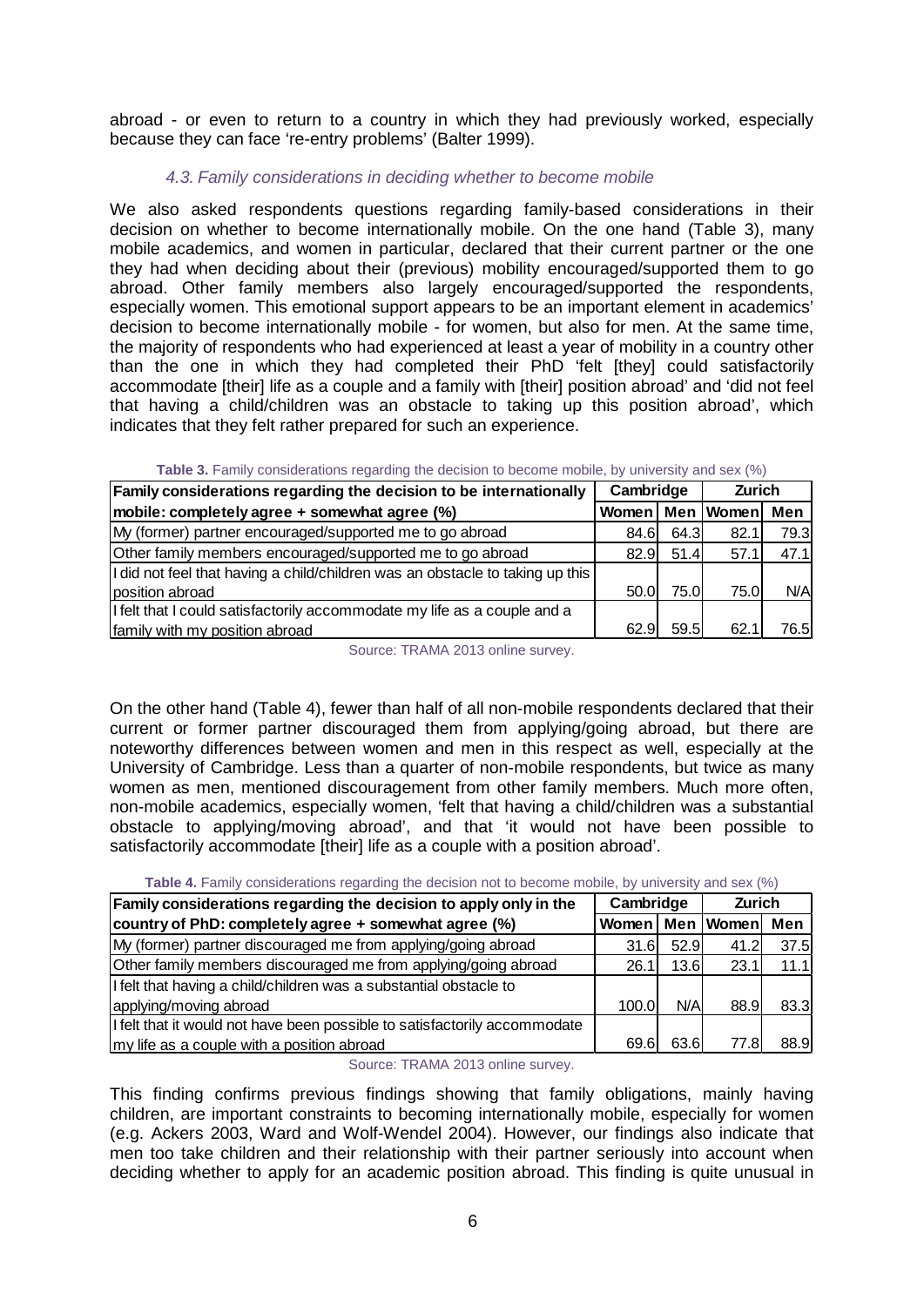abroad - or even to return to a country in which they had previously worked, especially because they can face 're-entry problems' (Balter 1999).

### *4.3. Family considerations in deciding whether to become mobile*

We also asked respondents questions regarding family-based considerations in their decision on whether to become internationally mobile. On the one hand (Table 3), many mobile academics, and women in particular, declared that their current partner or the one they had when deciding about their (previous) mobility encouraged/supported them to go abroad. Other family members also largely encouraged/supported the respondents, especially women. This emotional support appears to be an important element in academics' decision to become internationally mobile - for women, but also for men. At the same time, the majority of respondents who had experienced at least a year of mobility in a country other than the one in which they had completed their PhD 'felt [they] could satisfactorily accommodate [their] life as a couple and a family with [their] position abroad' and 'did not feel that having a child/children was an obstacle to taking up this position abroad', which indicates that they felt rather prepared for such an experience.

**Table 3.** Family considerations regarding the decision to become mobile, by university and sex (%)

| Family considerations regarding the decision to be internationally mobile: completely agree + somewhat agree (%) | Cambridge | | Zurich | |
|---|---|---|---|---|
| | Women | Men | Women | Men |
| My (former) partner encouraged/supported me to go abroad | 84.6 | 64.3 | 82.1 | 79.3 |
| Other family members encouraged/supported me to go abroad | 82.9 | 51.4 | 57.1 | 47.1 |
| I did not feel that having a child/children was an obstacle to taking up this position abroad | 50.0 | 75.0 | 75.0 | N/A |
| I felt that I could satisfactorily accommodate my life as a couple and a family with my position abroad | 62.9 | 59.5 | 62.1 | 76.5 |

Source: TRAMA 2013 online survey.

On the other hand (Table 4), fewer than half of all non-mobile respondents declared that their current or former partner discouraged them from applying/going abroad, but there are noteworthy differences between women and men in this respect as well, especially at the University of Cambridge. Less than a quarter of non-mobile respondents, but twice as many women as men, mentioned discouragement from other family members. Much more often, non-mobile academics, especially women, 'felt that having a child/children was a substantial obstacle to applying/moving abroad', and that 'it would not have been possible to satisfactorily accommodate [their] life as a couple with a position abroad'.

**Table 4.** Family considerations regarding the decision not to become mobile, by university and sex (%)

| Family considerations regarding the decision to apply only in the country of PhD: completely agree + somewhat agree (%) | Cambridge | | Zurich | |
|---|---|---|---|---|
| | Women | Men | Women | Men |
| My (former) partner discouraged me from applying/going abroad | 31.6 | 52.9 | 41.2 | 37.5 |
| Other family members discouraged me from applying/going abroad | 26.1 | 13.6 | 23.1 | 11.1 |
| I felt that having a child/children was a substantial obstacle to applying/moving abroad | 100.0 | N/A | 88.9 | 83.3 |
| I felt that it would not have been possible to satisfactorily accommodate my life as a couple with a position abroad | 69.6 | 63.6 | 77.8 | 88.9 |

Source: TRAMA 2013 online survey.

This finding confirms previous findings showing that family obligations, mainly having children, are important constraints to becoming internationally mobile, especially for women (e.g. Ackers 2003, Ward and Wolf-Wendel 2004). However, our findings also indicate that men too take children and their relationship with their partner seriously into account when deciding whether to apply for an academic position abroad. This finding is quite unusual in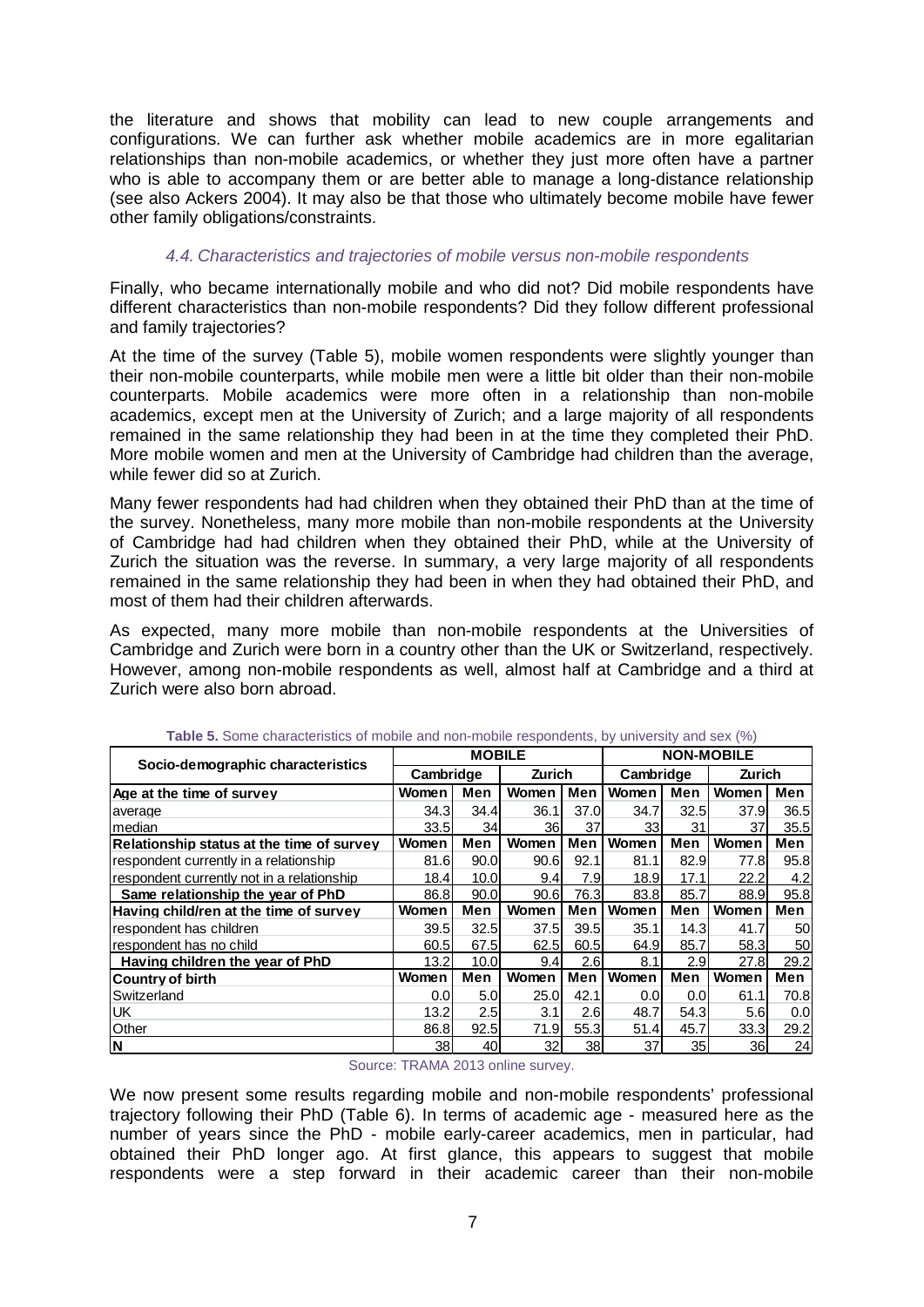the literature and shows that mobility can lead to new couple arrangements and configurations. We can further ask whether mobile academics are in more egalitarian relationships than non-mobile academics, or whether they just more often have a partner who is able to accompany them or are better able to manage a long-distance relationship (see also Ackers 2004). It may also be that those who ultimately become mobile have fewer other family obligations/constraints.

### *4.4. Characteristics and trajectories of mobile versus non-mobile respondents*

Finally, who became internationally mobile and who did not? Did mobile respondents have different characteristics than non-mobile respondents? Did they follow different professional and family trajectories?

At the time of the survey (Table 5), mobile women respondents were slightly younger than their non-mobile counterparts, while mobile men were a little bit older than their non-mobile counterparts. Mobile academics were more often in a relationship than non-mobile academics, except men at the University of Zurich; and a large majority of all respondents remained in the same relationship they had been in at the time they completed their PhD. More mobile women and men at the University of Cambridge had children than the average, while fewer did so at Zurich.

Many fewer respondents had had children when they obtained their PhD than at the time of the survey. Nonetheless, many more mobile than non-mobile respondents at the University of Cambridge had had children when they obtained their PhD, while at the University of Zurich the situation was the reverse. In summary, a very large majority of all respondents remained in the same relationship they had been in when they had obtained their PhD, and most of them had their children afterwards.

As expected, many more mobile than non-mobile respondents at the Universities of Cambridge and Zurich were born in a country other than the UK or Switzerland, respectively. However, among non-mobile respondents as well, almost half at Cambridge and a third at Zurich were also born abroad.

**Table 5.** Some characteristics of mobile and non-mobile respondents, by university and sex (%)

| Socio-demographic characteristics | MOBILE | | | | NON-MOBILE | | | |
|---|---|---|---|---|---|---|---|---|
| | Cambridge | | Zurich | | Cambridge | | Zurich | |
| **Age at the time of survey** | **Women** | **Men** | **Women** | **Men** | **Women** | **Men** | **Women** | **Men** |
| average | 34.3 | 34.4 | 36.1 | 37.0 | 34.7 | 32.5 | 37.9 | 36.5 |
| median | 33.5 | 34 | 36 | 37 | 33 | 31 | 37 | 35.5 |
| **Relationship status at the time of survey** | **Women** | **Men** | **Women** | **Men** | **Women** | **Men** | **Women** | **Men** |
| respondent currently in a relationship | 81.6 | 90.0 | 90.6 | 92.1 | 81.1 | 82.9 | 77.8 | 95.8 |
| respondent currently not in a relationship | 18.4 | 10.0 | 9.4 | 7.9 | 18.9 | 17.1 | 22.2 | 4.2 |
| **Same relationship the year of PhD** | 86.8 | 90.0 | 90.6 | 76.3 | 83.8 | 85.7 | 88.9 | 95.8 |
| **Having child/ren at the time of survey** | **Women** | **Men** | **Women** | **Men** | **Women** | **Men** | **Women** | **Men** |
| respondent has children | 39.5 | 32.5 | 37.5 | 39.5 | 35.1 | 14.3 | 41.7 | 50 |
| respondent has no child | 60.5 | 67.5 | 62.5 | 60.5 | 64.9 | 85.7 | 58.3 | 50 |
| **Having children the year of PhD** | 13.2 | 10.0 | 9.4 | 2.6 | 8.1 | 2.9 | 27.8 | 29.2 |
| **Country of birth** | **Women** | **Men** | **Women** | **Men** | **Women** | **Men** | **Women** | **Men** |
| Switzerland | 0.0 | 5.0 | 25.0 | 42.1 | 0.0 | 0.0 | 61.1 | 70.8 |
| UK | 13.2 | 2.5 | 3.1 | 2.6 | 48.7 | 54.3 | 5.6 | 0.0 |
| Other | 86.8 | 92.5 | 71.9 | 55.3 | 51.4 | 45.7 | 33.3 | 29.2 |
| **N** | 38 | 40 | 32 | 38 | 37 | 35 | 36 | 24 |

Source: TRAMA 2013 online survey.

We now present some results regarding mobile and non-mobile respondents' professional trajectory following their PhD (Table 6). In terms of academic age - measured here as the number of years since the PhD - mobile early-career academics, men in particular, had obtained their PhD longer ago. At first glance, this appears to suggest that mobile respondents were a step forward in their academic career than their non-mobile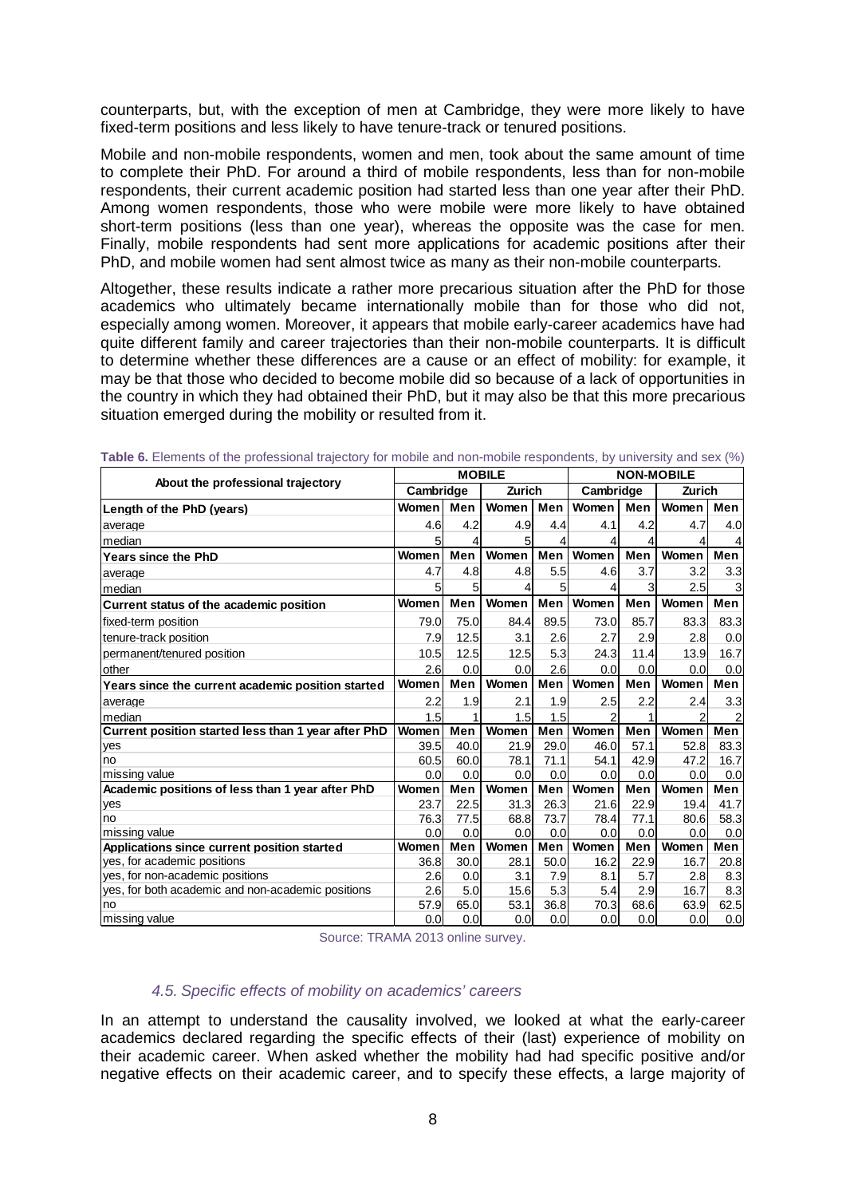counterparts, but, with the exception of men at Cambridge, they were more likely to have fixed-term positions and less likely to have tenure-track or tenured positions.

Mobile and non-mobile respondents, women and men, took about the same amount of time to complete their PhD. For around a third of mobile respondents, less than for non-mobile respondents, their current academic position had started less than one year after their PhD. Among women respondents, those who were mobile were more likely to have obtained short-term positions (less than one year), whereas the opposite was the case for men. Finally, mobile respondents had sent more applications for academic positions after their PhD, and mobile women had sent almost twice as many as their non-mobile counterparts.

Altogether, these results indicate a rather more precarious situation after the PhD for those academics who ultimately became internationally mobile than for those who did not, especially among women. Moreover, it appears that mobile early-career academics have had quite different family and career trajectories than their non-mobile counterparts. It is difficult to determine whether these differences are a cause or an effect of mobility: for example, it may be that those who decided to become mobile did so because of a lack of opportunities in the country in which they had obtained their PhD, but it may also be that this more precarious situation emerged during the mobility or resulted from it.

**Table 6.** Elements of the professional trajectory for mobile and non-mobile respondents, by university and sex (%)

| About the professional trajectory | MOBILE | | | | NON-MOBILE | | | |
|---|---|---|---|---|---|---|---|---|
| | Cambridge | | Zurich | | Cambridge | | Zurich | |
| **Length of the PhD (years)** | **Women** | **Men** | **Women** | **Men** | **Women** | **Men** | **Women** | **Men** |
| average | 4.6 | 4.2 | 4.9 | 4.4 | 4.1 | 4.2 | 4.7 | 4.0 |
| median | 5 | 4 | 5 | 4 | 4 | 4 | 4 | 4 |
| **Years since the PhD** | **Women** | **Men** | **Women** | **Men** | **Women** | **Men** | **Women** | **Men** |
| average | 4.7 | 4.8 | 4.8 | 5.5 | 4.6 | 3.7 | 3.2 | 3.3 |
| median | 5 | 5 | 4 | 5 | 4 | 3 | 2.5 | 3 |
| **Current status of the academic position** | **Women** | **Men** | **Women** | **Men** | **Women** | **Men** | **Women** | **Men** |
| fixed-term position | 79.0 | 75.0 | 84.4 | 89.5 | 73.0 | 85.7 | 83.3 | 83.3 |
| tenure-track position | 7.9 | 12.5 | 3.1 | 2.6 | 2.7 | 2.9 | 2.8 | 0.0 |
| permanent/tenured position | 10.5 | 12.5 | 12.5 | 5.3 | 24.3 | 11.4 | 13.9 | 16.7 |
| other | 2.6 | 0.0 | 0.0 | 2.6 | 0.0 | 0.0 | 0.0 | 0.0 |
| **Years since the current academic position started** | **Women** | **Men** | **Women** | **Men** | **Women** | **Men** | **Women** | **Men** |
| average | 2.2 | 1.9 | 2.1 | 1.9 | 2.5 | 2.2 | 2.4 | 3.3 |
| median | 1.5 | 1 | 1.5 | 1.5 | 2 | 1 | 2 | 2 |
| **Current position started less than 1 year after PhD** | **Women** | **Men** | **Women** | **Men** | **Women** | **Men** | **Women** | **Men** |
| yes | 39.5 | 40.0 | 21.9 | 29.0 | 46.0 | 57.1 | 52.8 | 83.3 |
| no | 60.5 | 60.0 | 78.1 | 71.1 | 54.1 | 42.9 | 47.2 | 16.7 |
| missing value | 0.0 | 0.0 | 0.0 | 0.0 | 0.0 | 0.0 | 0.0 | 0.0 |
| **Academic positions of less than 1 year after PhD** | **Women** | **Men** | **Women** | **Men** | **Women** | **Men** | **Women** | **Men** |
| yes | 23.7 | 22.5 | 31.3 | 26.3 | 21.6 | 22.9 | 19.4 | 41.7 |
| no | 76.3 | 77.5 | 68.8 | 73.7 | 78.4 | 77.1 | 80.6 | 58.3 |
| missing value | 0.0 | 0.0 | 0.0 | 0.0 | 0.0 | 0.0 | 0.0 | 0.0 |
| **Applications since current position started** | **Women** | **Men** | **Women** | **Men** | **Women** | **Men** | **Women** | **Men** |
| yes, for academic positions | 36.8 | 30.0 | 28.1 | 50.0 | 16.2 | 22.9 | 16.7 | 20.8 |
| yes, for non-academic positions | 2.6 | 0.0 | 3.1 | 7.9 | 8.1 | 5.7 | 2.8 | 8.3 |
| yes, for both academic and non-academic positions | 2.6 | 5.0 | 15.6 | 5.3 | 5.4 | 2.9 | 16.7 | 8.3 |
| no | 57.9 | 65.0 | 53.1 | 36.8 | 70.3 | 68.6 | 63.9 | 62.5 |
| missing value | 0.0 | 0.0 | 0.0 | 0.0 | 0.0 | 0.0 | 0.0 | 0.0 |

Source: TRAMA 2013 online survey.

### *4.5. Specific effects of mobility on academics' careers*

In an attempt to understand the causality involved, we looked at what the early-career academics declared regarding the specific effects of their (last) experience of mobility on their academic career. When asked whether the mobility had had specific positive and/or negative effects on their academic career, and to specify these effects, a large majority of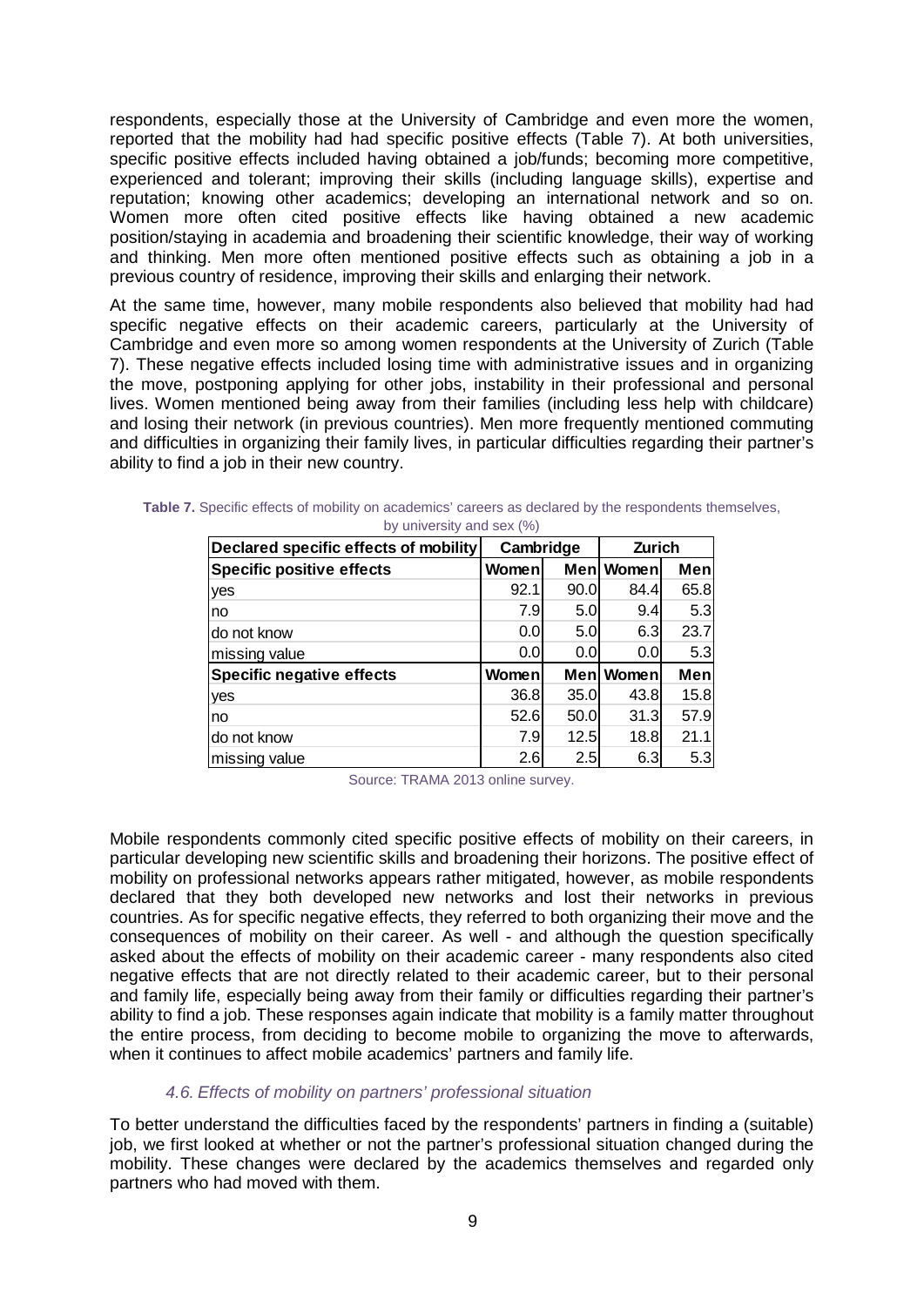respondents, especially those at the University of Cambridge and even more the women, reported that the mobility had had specific positive effects (Table 7). At both universities, specific positive effects included having obtained a job/funds; becoming more competitive, experienced and tolerant; improving their skills (including language skills), expertise and reputation; knowing other academics; developing an international network and so on. Women more often cited positive effects like having obtained a new academic position/staying in academia and broadening their scientific knowledge, their way of working and thinking. Men more often mentioned positive effects such as obtaining a job in a previous country of residence, improving their skills and enlarging their network.

At the same time, however, many mobile respondents also believed that mobility had had specific negative effects on their academic careers, particularly at the University of Cambridge and even more so among women respondents at the University of Zurich (Table 7). These negative effects included losing time with administrative issues and in organizing the move, postponing applying for other jobs, instability in their professional and personal lives. Women mentioned being away from their families (including less help with childcare) and losing their network (in previous countries). Men more frequently mentioned commuting and difficulties in organizing their family lives, in particular difficulties regarding their partner's ability to find a job in their new country.

**Table 7.** Specific effects of mobility on academics' careers as declared by the respondents themselves, by university and sex (%)

| Declared specific effects of mobility | Cambridge | | Zurich | |
|---|---|---|---|---|
| **Specific positive effects** | **Women** | **Men** | **Women** | **Men** |
| yes | 92.1 | 90.0 | 84.4 | 65.8 |
| no | 7.9 | 5.0 | 9.4 | 5.3 |
| do not know | 0.0 | 5.0 | 6.3 | 23.7 |
| missing value | 0.0 | 0.0 | 0.0 | 5.3 |
| **Specific negative effects** | **Women** | **Men** | **Women** | **Men** |
| yes | 36.8 | 35.0 | 43.8 | 15.8 |
| no | 52.6 | 50.0 | 31.3 | 57.9 |
| do not know | 7.9 | 12.5 | 18.8 | 21.1 |
| missing value | 2.6 | 2.5 | 6.3 | 5.3 |

Source: TRAMA 2013 online survey.

Mobile respondents commonly cited specific positive effects of mobility on their careers, in particular developing new scientific skills and broadening their horizons. The positive effect of mobility on professional networks appears rather mitigated, however, as mobile respondents declared that they both developed new networks and lost their networks in previous countries. As for specific negative effects, they referred to both organizing their move and the consequences of mobility on their career. As well - and although the question specifically asked about the effects of mobility on their academic career - many respondents also cited negative effects that are not directly related to their academic career, but to their personal and family life, especially being away from their family or difficulties regarding their partner's ability to find a job. These responses again indicate that mobility is a family matter throughout the entire process, from deciding to become mobile to organizing the move to afterwards, when it continues to affect mobile academics' partners and family life.

### *4.6. Effects of mobility on partners' professional situation*

To better understand the difficulties faced by the respondents' partners in finding a (suitable) job, we first looked at whether or not the partner's professional situation changed during the mobility. These changes were declared by the academics themselves and regarded only partners who had moved with them.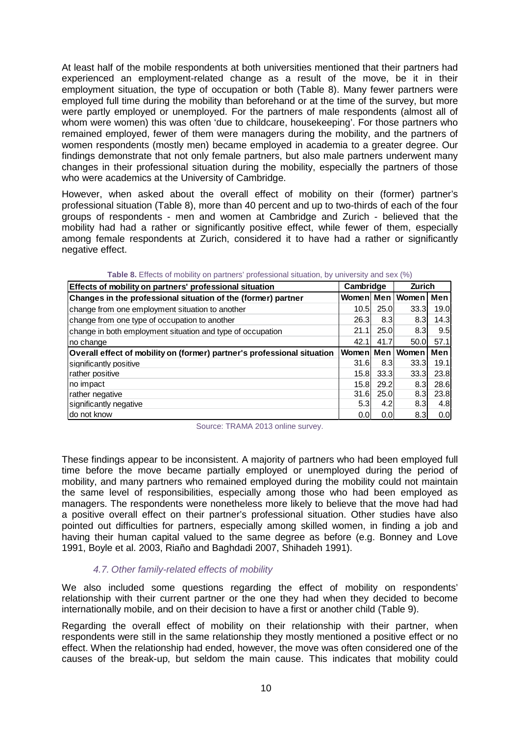At least half of the mobile respondents at both universities mentioned that their partners had experienced an employment-related change as a result of the move, be it in their employment situation, the type of occupation or both (Table 8). Many fewer partners were employed full time during the mobility than beforehand or at the time of the survey, but more were partly employed or unemployed. For the partners of male respondents (almost all of whom were women) this was often 'due to childcare, housekeeping'. For those partners who remained employed, fewer of them were managers during the mobility, and the partners of women respondents (mostly men) became employed in academia to a greater degree. Our findings demonstrate that not only female partners, but also male partners underwent many changes in their professional situation during the mobility, especially the partners of those who were academics at the University of Cambridge.

However, when asked about the overall effect of mobility on their (former) partner's professional situation (Table 8), more than 40 percent and up to two-thirds of each of the four groups of respondents - men and women at Cambridge and Zurich - believed that the mobility had had a rather or significantly positive effect, while fewer of them, especially among female respondents at Zurich, considered it to have had a rather or significantly negative effect.

**Table 8.** Effects of mobility on partners' professional situation, by university and sex (%)

| Effects of mobility on partners' professional situation | Cambridge | | Zurich | |
|---|---|---|---|---|
| **Changes in the professional situation of the (former) partner** | **Women** | **Men** | **Women** | **Men** |
| change from one employment situation to another | 10.5 | 25.0 | 33.3 | 19.0 |
| change from one type of occupation to another | 26.3 | 8.3 | 8.3 | 14.3 |
| change in both employment situation and type of occupation | 21.1 | 25.0 | 8.3 | 9.5 |
| no change | 42.1 | 41.7 | 50.0 | 57.1 |
| **Overall effect of mobility on (former) partner's professional situation** | **Women** | **Men** | **Women** | **Men** |
| significantly positive | 31.6 | 8.3 | 33.3 | 19.1 |
| rather positive | 15.8 | 33.3 | 33.3 | 23.8 |
| no impact | 15.8 | 29.2 | 8.3 | 28.6 |
| rather negative | 31.6 | 25.0 | 8.3 | 23.8 |
| significantly negative | 5.3 | 4.2 | 8.3 | 4.8 |
| do not know | 0.0 | 0.0 | 8.3 | 0.0 |

Source: TRAMA 2013 online survey.

These findings appear to be inconsistent. A majority of partners who had been employed full time before the move became partially employed or unemployed during the period of mobility, and many partners who remained employed during the mobility could not maintain the same level of responsibilities, especially among those who had been employed as managers. The respondents were nonetheless more likely to believe that the move had had a positive overall effect on their partner's professional situation. Other studies have also pointed out difficulties for partners, especially among skilled women, in finding a job and having their human capital valued to the same degree as before (e.g. Bonney and Love 1991, Boyle et al. 2003, Riaño and Baghdadi 2007, Shihadeh 1991).

### *4.7. Other family-related effects of mobility*

We also included some questions regarding the effect of mobility on respondents' relationship with their current partner or the one they had when they decided to become internationally mobile, and on their decision to have a first or another child (Table 9).

Regarding the overall effect of mobility on their relationship with their partner, when respondents were still in the same relationship they mostly mentioned a positive effect or no effect. When the relationship had ended, however, the move was often considered one of the causes of the break-up, but seldom the main cause. This indicates that mobility could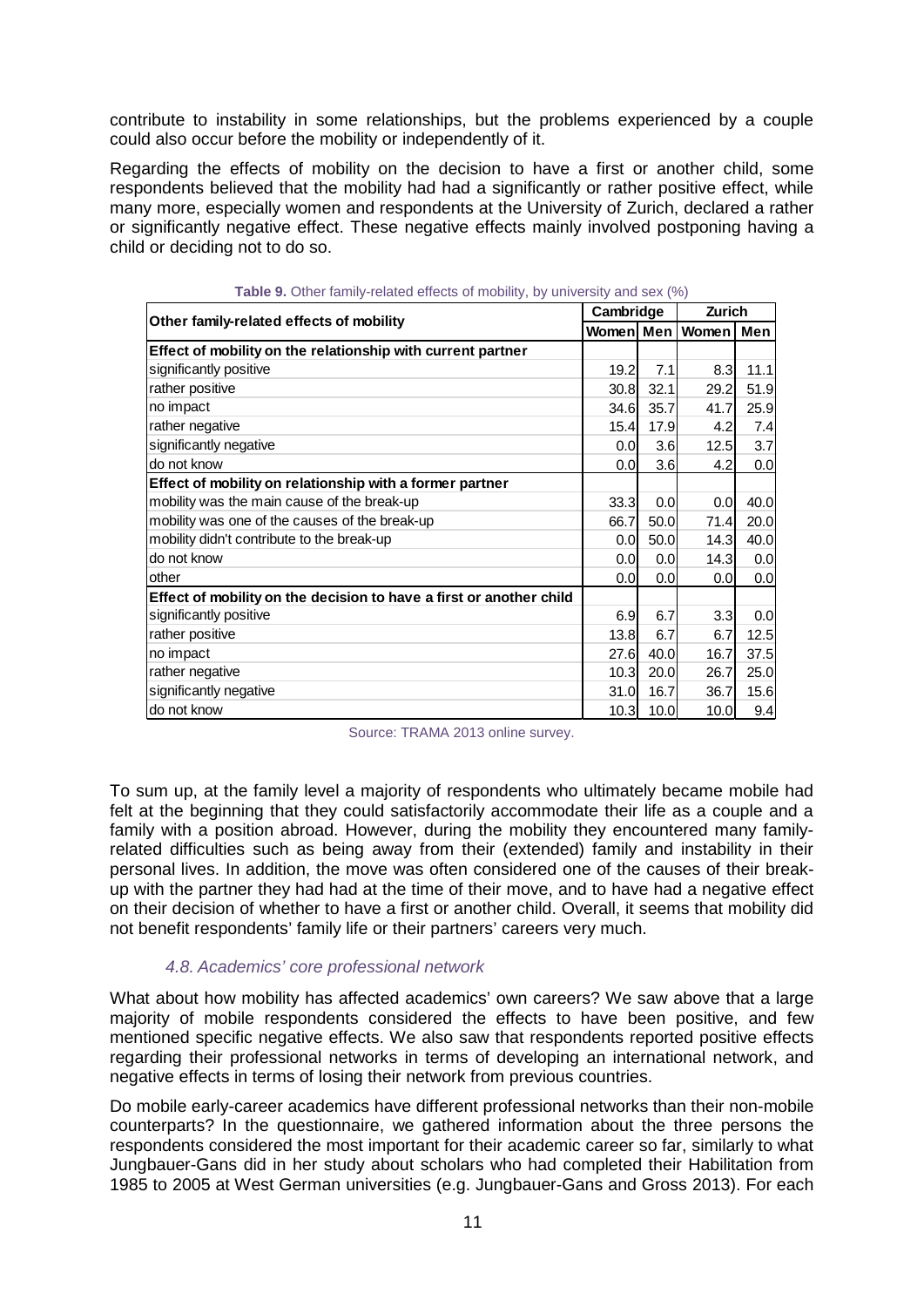contribute to instability in some relationships, but the problems experienced by a couple could also occur before the mobility or independently of it.

Regarding the effects of mobility on the decision to have a first or another child, some respondents believed that the mobility had had a significantly or rather positive effect, while many more, especially women and respondents at the University of Zurich, declared a rather or significantly negative effect. These negative effects mainly involved postponing having a child or deciding not to do so.

**Table 9.** Other family-related effects of mobility, by university and sex (%)

| Other family-related effects of mobility | Cambridge | | Zurich | |
|---|---|---|---|---|
| | Women | Men | Women | Men |
| **Effect of mobility on the relationship with current partner** | | | | |
| significantly positive | 19.2 | 7.1 | 8.3 | 11.1 |
| rather positive | 30.8 | 32.1 | 29.2 | 51.9 |
| no impact | 34.6 | 35.7 | 41.7 | 25.9 |
| rather negative | 15.4 | 17.9 | 4.2 | 7.4 |
| significantly negative | 0.0 | 3.6 | 12.5 | 3.7 |
| do not know | 0.0 | 3.6 | 4.2 | 0.0 |
| **Effect of mobility on relationship with a former partner** | | | | |
| mobility was the main cause of the break-up | 33.3 | 0.0 | 0.0 | 40.0 |
| mobility was one of the causes of the break-up | 66.7 | 50.0 | 71.4 | 20.0 |
| mobility didn't contribute to the break-up | 0.0 | 50.0 | 14.3 | 40.0 |
| do not know | 0.0 | 0.0 | 14.3 | 0.0 |
| other | 0.0 | 0.0 | 0.0 | 0.0 |
| **Effect of mobility on the decision to have a first or another child** | | | | |
| significantly positive | 6.9 | 6.7 | 3.3 | 0.0 |
| rather positive | 13.8 | 6.7 | 6.7 | 12.5 |
| no impact | 27.6 | 40.0 | 16.7 | 37.5 |
| rather negative | 10.3 | 20.0 | 26.7 | 25.0 |
| significantly negative | 31.0 | 16.7 | 36.7 | 15.6 |
| do not know | 10.3 | 10.0 | 10.0 | 9.4 |

Source: TRAMA 2013 online survey.

To sum up, at the family level a majority of respondents who ultimately became mobile had felt at the beginning that they could satisfactorily accommodate their life as a couple and a family with a position abroad. However, during the mobility they encountered many family-related difficulties such as being away from their (extended) family and instability in their personal lives. In addition, the move was often considered one of the causes of their break-up with the partner they had had at the time of their move, and to have had a negative effect on their decision of whether to have a first or another child. Overall, it seems that mobility did not benefit respondents' family life or their partners' careers very much.

### *4.8. Academics' core professional network*

What about how mobility has affected academics' own careers? We saw above that a large majority of mobile respondents considered the effects to have been positive, and few mentioned specific negative effects. We also saw that respondents reported positive effects regarding their professional networks in terms of developing an international network, and negative effects in terms of losing their network from previous countries.

Do mobile early-career academics have different professional networks than their non-mobile counterparts? In the questionnaire, we gathered information about the three persons the respondents considered the most important for their academic career so far, similarly to what Jungbauer-Gans did in her study about scholars who had completed their Habilitation from 1985 to 2005 at West German universities (e.g. Jungbauer-Gans and Gross 2013). For each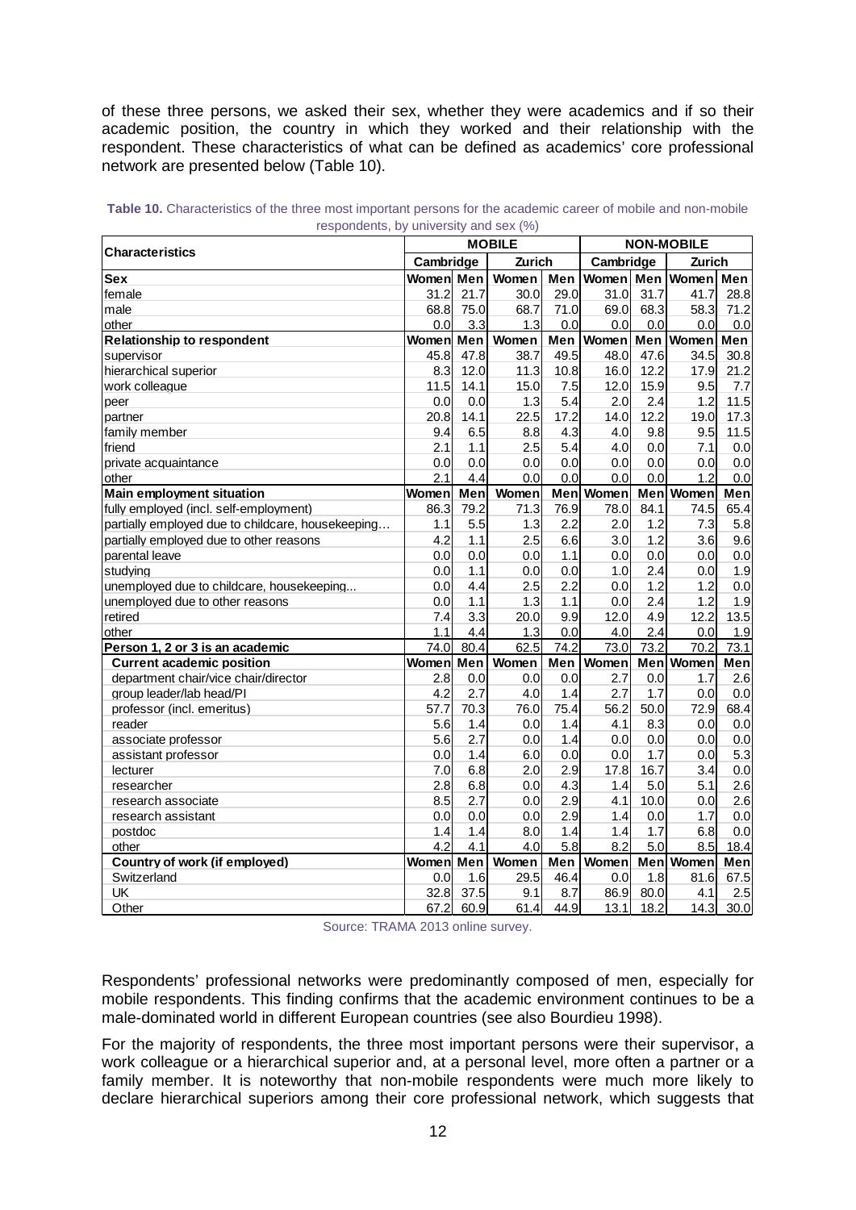of these three persons, we asked their sex, whether they were academics and if so their academic position, the country in which they worked and their relationship with the respondent. These characteristics of what can be defined as academics' core professional network are presented below (Table 10).

**Table 10.** Characteristics of the three most important persons for the academic career of mobile and non-mobile respondents, by university and sex (%)

| Characteristics | MOBILE | | | | NON-MOBILE | | | |
|---|---|---|---|---|---|---|---|---|
| | Cambridge | | Zurich | | Cambridge | | Zurich | |
| **Sex** | **Women** | **Men** | **Women** | **Men** | **Women** | **Men** | **Women** | **Men** |
| female | 31.2 | 21.7 | 30.0 | 29.0 | 31.0 | 31.7 | 41.7 | 28.8 |
| male | 68.8 | 75.0 | 68.7 | 71.0 | 69.0 | 68.3 | 58.3 | 71.2 |
| other | 0.0 | 3.3 | 1.3 | 0.0 | 0.0 | 0.0 | 0.0 | 0.0 |
| **Relationship to respondent** | **Women** | **Men** | **Women** | **Men** | **Women** | **Men** | **Women** | **Men** |
| supervisor | 45.8 | 47.8 | 38.7 | 49.5 | 48.0 | 47.6 | 34.5 | 30.8 |
| hierarchical superior | 8.3 | 12.0 | 11.3 | 10.8 | 16.0 | 12.2 | 17.9 | 21.2 |
| work colleague | 11.5 | 14.1 | 15.0 | 7.5 | 12.0 | 15.9 | 9.5 | 7.7 |
| peer | 0.0 | 0.0 | 1.3 | 5.4 | 2.0 | 2.4 | 1.2 | 11.5 |
| partner | 20.8 | 14.1 | 22.5 | 17.2 | 14.0 | 12.2 | 19.0 | 17.3 |
| family member | 9.4 | 6.5 | 8.8 | 4.3 | 4.0 | 9.8 | 9.5 | 11.5 |
| friend | 2.1 | 1.1 | 2.5 | 5.4 | 4.0 | 0.0 | 7.1 | 0.0 |
| private acquaintance | 0.0 | 0.0 | 0.0 | 0.0 | 0.0 | 0.0 | 0.0 | 0.0 |
| other | 2.1 | 4.4 | 0.0 | 0.0 | 0.0 | 0.0 | 1.2 | 0.0 |
| **Main employment situation** | **Women** | **Men** | **Women** | **Men** | **Women** | **Men** | **Women** | **Men** |
| fully employed (incl. self-employment) | 86.3 | 79.2 | 71.3 | 76.9 | 78.0 | 84.1 | 74.5 | 65.4 |
| partially employed due to childcare, housekeeping… | 1.1 | 5.5 | 1.3 | 2.2 | 2.0 | 1.2 | 7.3 | 5.8 |
| partially employed due to other reasons | 4.2 | 1.1 | 2.5 | 6.6 | 3.0 | 1.2 | 3.6 | 9.6 |
| parental leave | 0.0 | 0.0 | 0.0 | 1.1 | 0.0 | 0.0 | 0.0 | 0.0 |
| studying | 0.0 | 1.1 | 0.0 | 0.0 | 1.0 | 2.4 | 0.0 | 1.9 |
| unemployed due to childcare, housekeeping... | 0.0 | 4.4 | 2.5 | 2.2 | 0.0 | 1.2 | 1.2 | 0.0 |
| unemployed due to other reasons | 0.0 | 1.1 | 1.3 | 1.1 | 0.0 | 2.4 | 1.2 | 1.9 |
| retired | 7.4 | 3.3 | 20.0 | 9.9 | 12.0 | 4.9 | 12.2 | 13.5 |
| other | 1.1 | 4.4 | 1.3 | 0.0 | 4.0 | 2.4 | 0.0 | 1.9 |
| **Person 1, 2 or 3 is an academic** | 74.0 | 80.4 | 62.5 | 74.2 | 73.0 | 73.2 | 70.2 | 73.1 |
| **Current academic position** | **Women** | **Men** | **Women** | **Men** | **Women** | **Men** | **Women** | **Men** |
| department chair/vice chair/director | 2.8 | 0.0 | 0.0 | 0.0 | 2.7 | 0.0 | 1.7 | 2.6 |
| group leader/lab head/PI | 4.2 | 2.7 | 4.0 | 1.4 | 2.7 | 1.7 | 0.0 | 0.0 |
| professor (incl. emeritus) | 57.7 | 70.3 | 76.0 | 75.4 | 56.2 | 50.0 | 72.9 | 68.4 |
| reader | 5.6 | 1.4 | 0.0 | 1.4 | 4.1 | 8.3 | 0.0 | 0.0 |
| associate professor | 5.6 | 2.7 | 0.0 | 1.4 | 0.0 | 0.0 | 0.0 | 0.0 |
| assistant professor | 0.0 | 1.4 | 6.0 | 0.0 | 0.0 | 1.7 | 0.0 | 5.3 |
| lecturer | 7.0 | 6.8 | 2.0 | 2.9 | 17.8 | 16.7 | 3.4 | 0.0 |
| researcher | 2.8 | 6.8 | 0.0 | 4.3 | 1.4 | 5.0 | 5.1 | 2.6 |
| research associate | 8.5 | 2.7 | 0.0 | 2.9 | 4.1 | 10.0 | 0.0 | 2.6 |
| research assistant | 0.0 | 0.0 | 0.0 | 2.9 | 1.4 | 0.0 | 1.7 | 0.0 |
| postdoc | 1.4 | 1.4 | 8.0 | 1.4 | 1.4 | 1.7 | 6.8 | 0.0 |
| other | 4.2 | 4.1 | 4.0 | 5.8 | 8.2 | 5.0 | 8.5 | 18.4 |
| **Country of work (if employed)** | **Women** | **Men** | **Women** | **Men** | **Women** | **Men** | **Women** | **Men** |
| Switzerland | 0.0 | 1.6 | 29.5 | 46.4 | 0.0 | 1.8 | 81.6 | 67.5 |
| UK | 32.8 | 37.5 | 9.1 | 8.7 | 86.9 | 80.0 | 4.1 | 2.5 |
| Other | 67.2 | 60.9 | 61.4 | 44.9 | 13.1 | 18.2 | 14.3 | 30.0 |

Source: TRAMA 2013 online survey.

Respondents' professional networks were predominantly composed of men, especially for mobile respondents. This finding confirms that the academic environment continues to be a male-dominated world in different European countries (see also Bourdieu 1998).

For the majority of respondents, the three most important persons were their supervisor, a work colleague or a hierarchical superior and, at a personal level, more often a partner or a family member. It is noteworthy that non-mobile respondents were much more likely to declare hierarchical superiors among their core professional network, which suggests that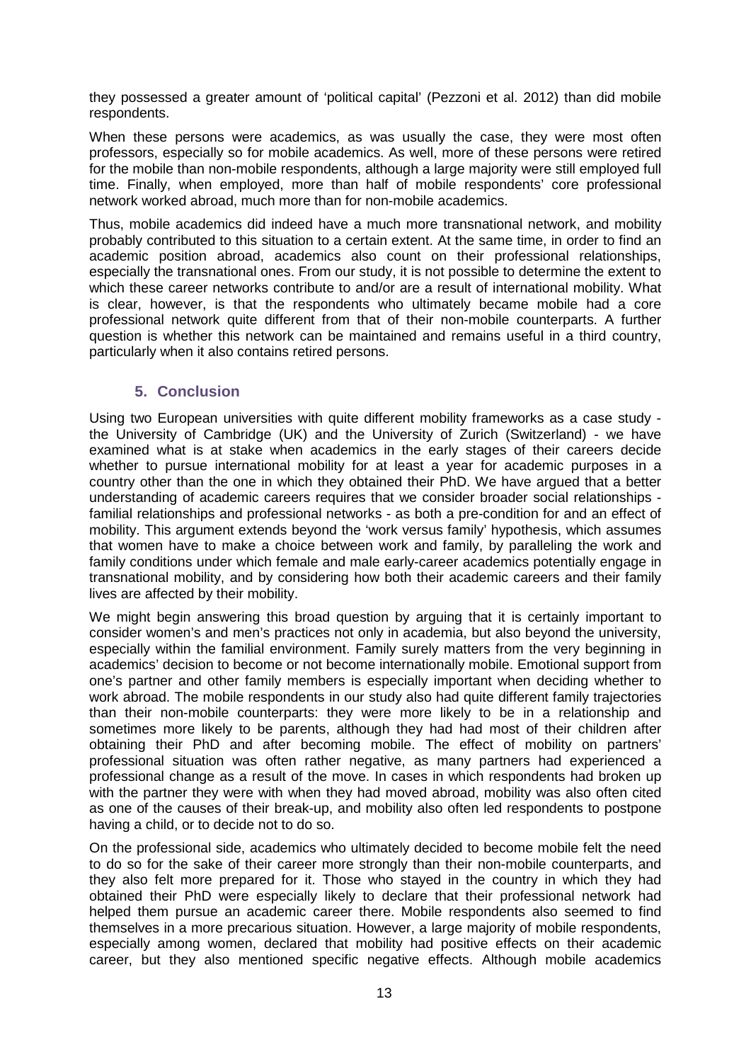they possessed a greater amount of 'political capital' (Pezzoni et al. 2012) than did mobile respondents.

When these persons were academics, as was usually the case, they were most often professors, especially so for mobile academics. As well, more of these persons were retired for the mobile than non-mobile respondents, although a large majority were still employed full time. Finally, when employed, more than half of mobile respondents' core professional network worked abroad, much more than for non-mobile academics.

Thus, mobile academics did indeed have a much more transnational network, and mobility probably contributed to this situation to a certain extent. At the same time, in order to find an academic position abroad, academics also count on their professional relationships, especially the transnational ones. From our study, it is not possible to determine the extent to which these career networks contribute to and/or are a result of international mobility. What is clear, however, is that the respondents who ultimately became mobile had a core professional network quite different from that of their non-mobile counterparts. A further question is whether this network can be maintained and remains useful in a third country, particularly when it also contains retired persons.

## 5. Conclusion

Using two European universities with quite different mobility frameworks as a case study - the University of Cambridge (UK) and the University of Zurich (Switzerland) - we have examined what is at stake when academics in the early stages of their careers decide whether to pursue international mobility for at least a year for academic purposes in a country other than the one in which they obtained their PhD. We have argued that a better understanding of academic careers requires that we consider broader social relationships - familial relationships and professional networks - as both a pre-condition for and an effect of mobility. This argument extends beyond the 'work versus family' hypothesis, which assumes that women have to make a choice between work and family, by paralleling the work and family conditions under which female and male early-career academics potentially engage in transnational mobility, and by considering how both their academic careers and their family lives are affected by their mobility.

We might begin answering this broad question by arguing that it is certainly important to consider women's and men's practices not only in academia, but also beyond the university, especially within the familial environment. Family surely matters from the very beginning in academics' decision to become or not become internationally mobile. Emotional support from one's partner and other family members is especially important when deciding whether to work abroad. The mobile respondents in our study also had quite different family trajectories than their non-mobile counterparts: they were more likely to be in a relationship and sometimes more likely to be parents, although they had had most of their children after obtaining their PhD and after becoming mobile. The effect of mobility on partners' professional situation was often rather negative, as many partners had experienced a professional change as a result of the move. In cases in which respondents had broken up with the partner they were with when they had moved abroad, mobility was also often cited as one of the causes of their break-up, and mobility also often led respondents to postpone having a child, or to decide not to do so.

On the professional side, academics who ultimately decided to become mobile felt the need to do so for the sake of their career more strongly than their non-mobile counterparts, and they also felt more prepared for it. Those who stayed in the country in which they had obtained their PhD were especially likely to declare that their professional network had helped them pursue an academic career there. Mobile respondents also seemed to find themselves in a more precarious situation. However, a large majority of mobile respondents, especially among women, declared that mobility had positive effects on their academic career, but they also mentioned specific negative effects. Although mobile academics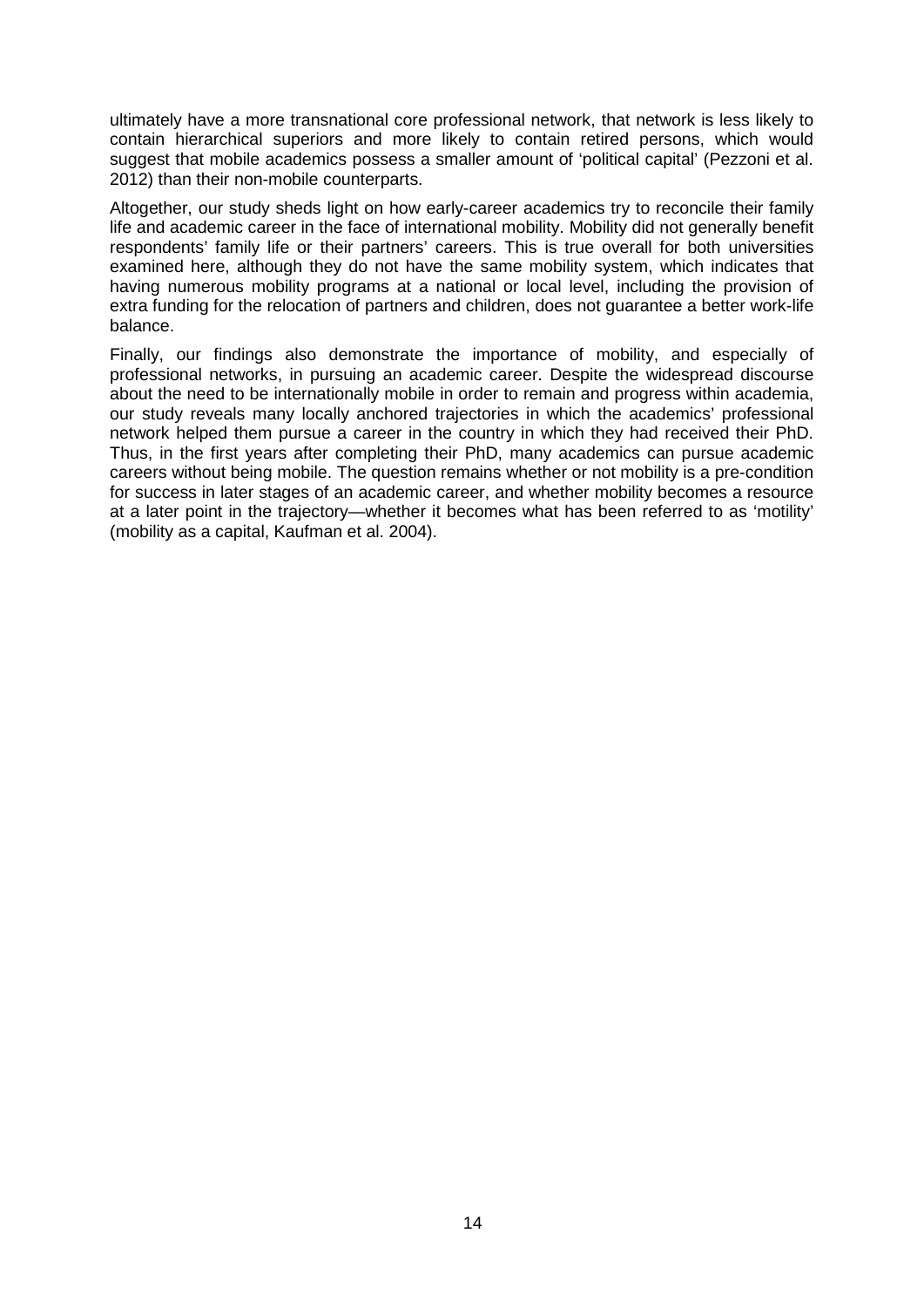ultimately have a more transnational core professional network, that network is less likely to contain hierarchical superiors and more likely to contain retired persons, which would suggest that mobile academics possess a smaller amount of 'political capital' (Pezzoni et al. 2012) than their non-mobile counterparts.

Altogether, our study sheds light on how early-career academics try to reconcile their family life and academic career in the face of international mobility. Mobility did not generally benefit respondents' family life or their partners' careers. This is true overall for both universities examined here, although they do not have the same mobility system, which indicates that having numerous mobility programs at a national or local level, including the provision of extra funding for the relocation of partners and children, does not guarantee a better work-life balance.

Finally, our findings also demonstrate the importance of mobility, and especially of professional networks, in pursuing an academic career. Despite the widespread discourse about the need to be internationally mobile in order to remain and progress within academia, our study reveals many locally anchored trajectories in which the academics' professional network helped them pursue a career in the country in which they had received their PhD. Thus, in the first years after completing their PhD, many academics can pursue academic careers without being mobile. The question remains whether or not mobility is a pre-condition for success in later stages of an academic career, and whether mobility becomes a resource at a later point in the trajectory—whether it becomes what has been referred to as 'motility' (mobility as a capital, Kaufman et al. 2004).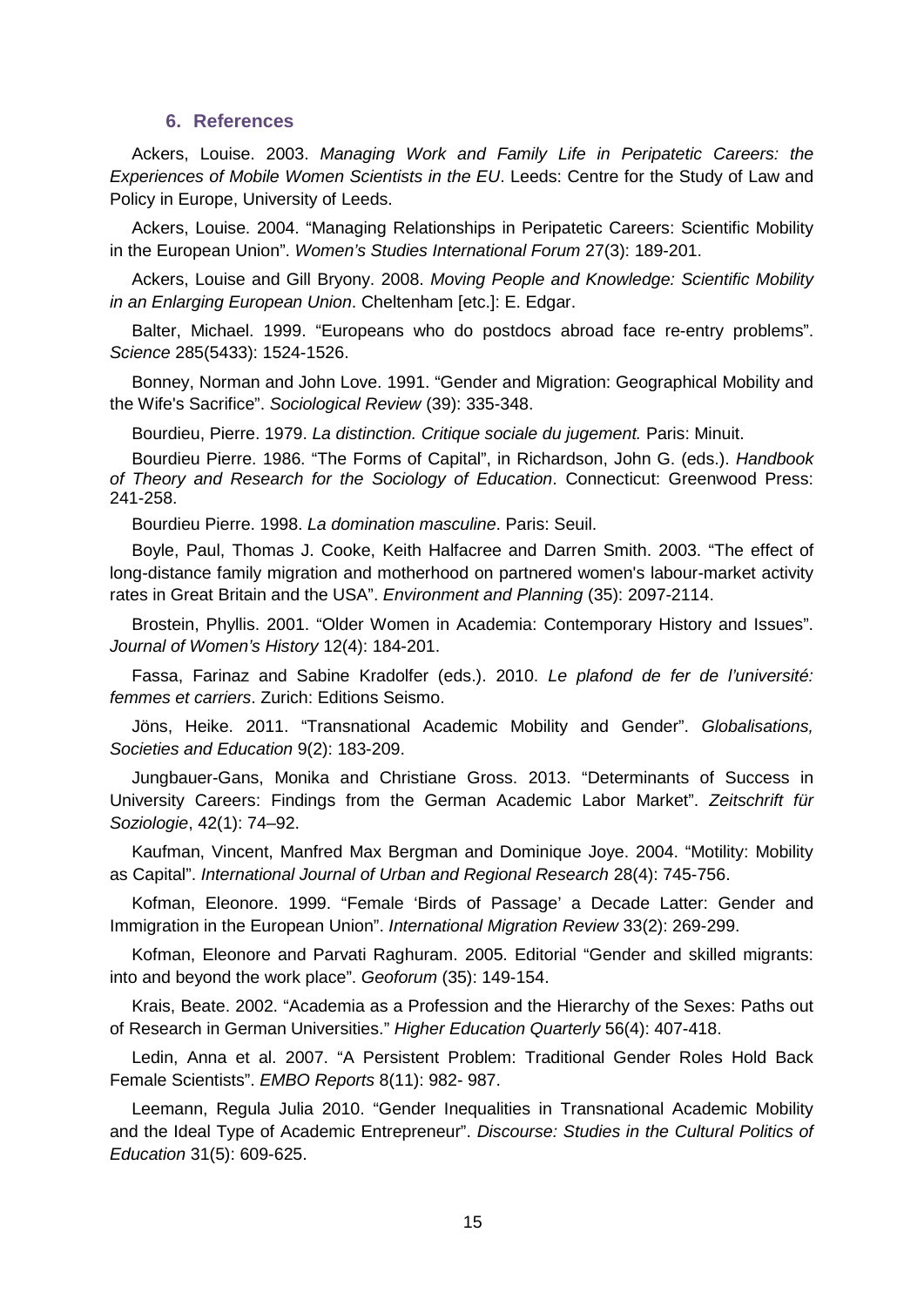## 6. References

Ackers, Louise. 2003. *Managing Work and Family Life in Peripatetic Careers: the Experiences of Mobile Women Scientists in the EU*. Leeds: Centre for the Study of Law and Policy in Europe, University of Leeds.

Ackers, Louise. 2004. "Managing Relationships in Peripatetic Careers: Scientific Mobility in the European Union". *Women's Studies International Forum* 27(3): 189-201.

Ackers, Louise and Gill Bryony. 2008. *Moving People and Knowledge: Scientific Mobility in an Enlarging European Union*. Cheltenham [etc.]: E. Edgar.

Balter, Michael. 1999. "Europeans who do postdocs abroad face re-entry problems". *Science* 285(5433): 1524-1526.

Bonney, Norman and John Love. 1991. "Gender and Migration: Geographical Mobility and the Wife's Sacrifice". *Sociological Review* (39): 335-348.

Bourdieu, Pierre. 1979. *La distinction. Critique sociale du jugement.* Paris: Minuit.

Bourdieu Pierre. 1986. "The Forms of Capital", in Richardson, John G. (eds.). *Handbook of Theory and Research for the Sociology of Education*. Connecticut: Greenwood Press: 241-258.

Bourdieu Pierre. 1998. *La domination masculine*. Paris: Seuil.

Boyle, Paul, Thomas J. Cooke, Keith Halfacree and Darren Smith. 2003. "The effect of long-distance family migration and motherhood on partnered women's labour-market activity rates in Great Britain and the USA". *Environment and Planning* (35): 2097-2114.

Brostein, Phyllis. 2001. "Older Women in Academia: Contemporary History and Issues". *Journal of Women's History* 12(4): 184-201.

Fassa, Farinaz and Sabine Kradolfer (eds.). 2010. *Le plafond de fer de l'université: femmes et carriers*. Zurich: Editions Seismo.

Jöns, Heike. 2011. "Transnational Academic Mobility and Gender". *Globalisations, Societies and Education* 9(2): 183-209.

Jungbauer-Gans, Monika and Christiane Gross. 2013. "Determinants of Success in University Careers: Findings from the German Academic Labor Market". *Zeitschrift für Soziologie*, 42(1): 74–92.

Kaufman, Vincent, Manfred Max Bergman and Dominique Joye. 2004. "Motility: Mobility as Capital". *International Journal of Urban and Regional Research* 28(4): 745-756.

Kofman, Eleonore. 1999. "Female 'Birds of Passage' a Decade Latter: Gender and Immigration in the European Union". *International Migration Review* 33(2): 269-299.

Kofman, Eleonore and Parvati Raghuram. 2005. Editorial "Gender and skilled migrants: into and beyond the work place". *Geoforum* (35): 149-154.

Krais, Beate. 2002. "Academia as a Profession and the Hierarchy of the Sexes: Paths out of Research in German Universities." *Higher Education Quarterly* 56(4): 407-418.

Ledin, Anna et al. 2007. "A Persistent Problem: Traditional Gender Roles Hold Back Female Scientists". *EMBO Reports* 8(11): 982- 987.

Leemann, Regula Julia 2010. "Gender Inequalities in Transnational Academic Mobility and the Ideal Type of Academic Entrepreneur". *Discourse: Studies in the Cultural Politics of Education* 31(5): 609-625.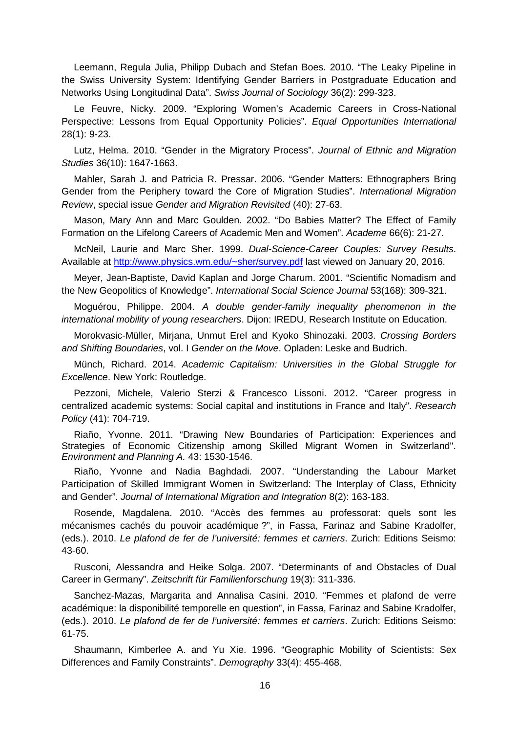Leemann, Regula Julia, Philipp Dubach and Stefan Boes. 2010. "The Leaky Pipeline in the Swiss University System: Identifying Gender Barriers in Postgraduate Education and Networks Using Longitudinal Data". *Swiss Journal of Sociology* 36(2): 299-323.

Le Feuvre, Nicky. 2009. "Exploring Women's Academic Careers in Cross-National Perspective: Lessons from Equal Opportunity Policies". *Equal Opportunities International* 28(1): 9-23.

Lutz, Helma. 2010. "Gender in the Migratory Process". *Journal of Ethnic and Migration Studies* 36(10): 1647-1663.

Mahler, Sarah J. and Patricia R. Pressar. 2006. "Gender Matters: Ethnographers Bring Gender from the Periphery toward the Core of Migration Studies". *International Migration Review*, special issue *Gender and Migration Revisited* (40): 27-63.

Mason, Mary Ann and Marc Goulden. 2002. "Do Babies Matter? The Effect of Family Formation on the Lifelong Careers of Academic Men and Women". *Academe* 66(6): 21-27.

McNeil, Laurie and Marc Sher. 1999. *Dual-Science-Career Couples: Survey Results*. Available at http://www.physics.wm.edu/~sher/survey.pdf last viewed on January 20, 2016.

Meyer, Jean-Baptiste, David Kaplan and Jorge Charum. 2001. "Scientific Nomadism and the New Geopolitics of Knowledge". *International Social Science Journal* 53(168): 309-321.

Moguérou, Philippe. 2004. *A double gender-family inequality phenomenon in the international mobility of young researchers*. Dijon: IREDU, Research Institute on Education.

Morokvasic-Müller, Mirjana, Unmut Erel and Kyoko Shinozaki. 2003. *Crossing Borders and Shifting Boundaries*, vol. I *Gender on the Move*. Opladen: Leske and Budrich.

Münch, Richard. 2014. *Academic Capitalism: Universities in the Global Struggle for Excellence*. New York: Routledge.

Pezzoni, Michele, Valerio Sterzi & Francesco Lissoni. 2012. "Career progress in centralized academic systems: Social capital and institutions in France and Italy". *Research Policy* (41): 704-719.

Riaño, Yvonne. 2011. "Drawing New Boundaries of Participation: Experiences and Strategies of Economic Citizenship among Skilled Migrant Women in Switzerland". *Environment and Planning A.* 43: 1530-1546.

Riaño, Yvonne and Nadia Baghdadi. 2007. "Understanding the Labour Market Participation of Skilled Immigrant Women in Switzerland: The Interplay of Class, Ethnicity and Gender". *Journal of International Migration and Integration* 8(2): 163-183.

Rosende, Magdalena. 2010. "Accès des femmes au professorat: quels sont les mécanismes cachés du pouvoir académique ?", in Fassa, Farinaz and Sabine Kradolfer, (eds.). 2010. *Le plafond de fer de l'université: femmes et carriers*. Zurich: Editions Seismo: 43-60.

Rusconi, Alessandra and Heike Solga. 2007. "Determinants of and Obstacles of Dual Career in Germany". *Zeitschrift für Familienforschung* 19(3): 311-336.

Sanchez-Mazas, Margarita and Annalisa Casini. 2010. "Femmes et plafond de verre académique: la disponibilité temporelle en question", in Fassa, Farinaz and Sabine Kradolfer, (eds.). 2010. *Le plafond de fer de l'université: femmes et carriers*. Zurich: Editions Seismo: 61-75.

Shaumann, Kimberlee A. and Yu Xie. 1996. "Geographic Mobility of Scientists: Sex Differences and Family Constraints". *Demography* 33(4): 455-468.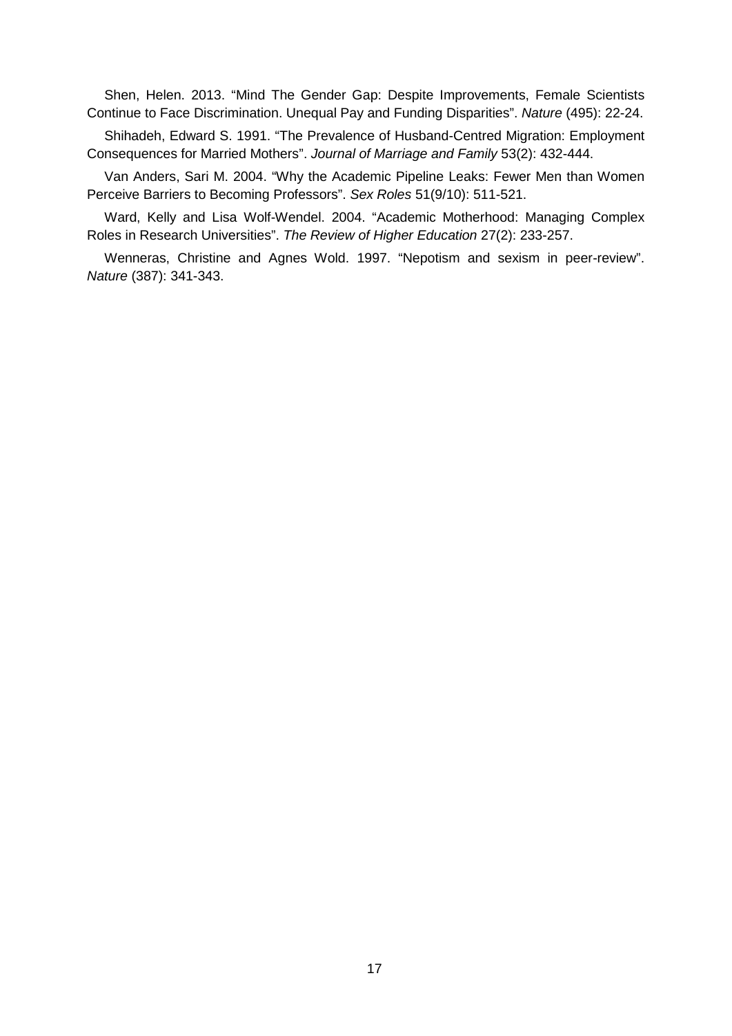Shen, Helen. 2013. “Mind The Gender Gap: Despite Improvements, Female Scientists Continue to Face Discrimination. Unequal Pay and Funding Disparities”. *Nature* (495): 22-24.

Shihadeh, Edward S. 1991. “The Prevalence of Husband-Centred Migration: Employment Consequences for Married Mothers”. *Journal of Marriage and Family* 53(2): 432-444.

Van Anders, Sari M. 2004. “Why the Academic Pipeline Leaks: Fewer Men than Women Perceive Barriers to Becoming Professors”. *Sex Roles* 51(9/10): 511-521.

Ward, Kelly and Lisa Wolf-Wendel. 2004. “Academic Motherhood: Managing Complex Roles in Research Universities”. *The Review of Higher Education* 27(2): 233-257.

Wenneras, Christine and Agnes Wold. 1997. “Nepotism and sexism in peer-review”. *Nature* (387): 341-343.